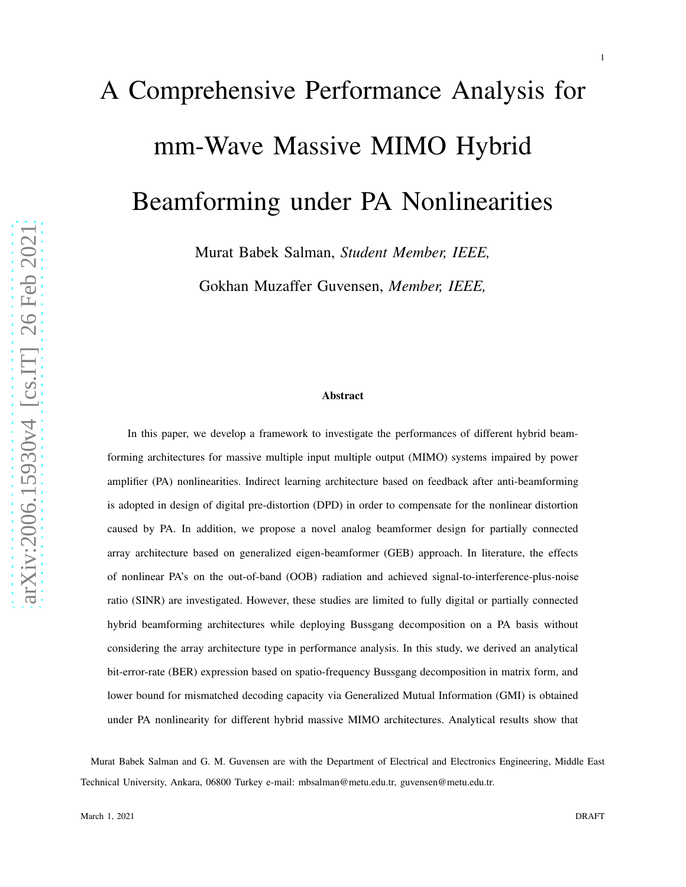# A Comprehensive Performance Analysis for mm-Wave Massive MIMO Hybrid Beamforming under PA Nonlinearities

Murat Babek Salman, *Student Member, IEEE,*

Gokhan Muzaffer Guvensen, *Member, IEEE,*

### Abstract

In this paper, we develop a framework to investigate the performances of different hybrid beamforming architectures for massive multiple input multiple output (MIMO) systems impaired by power amplifier (PA) nonlinearities. Indirect learning architecture based on feedback after anti-beamforming is adopted in design of digital pre-distortion (DPD) in order to compensate for the nonlinear distortion caused by PA. In addition, we propose a novel analog beamformer design for partially connected array architecture based on generalized eigen-beamformer (GEB) approach. In literature, the effects of nonlinear PA's on the out-of-band (OOB) radiation and achieved signal-to-interference-plus-noise ratio (SINR) are investigated. However, these studies are limited to fully digital or partially connected hybrid beamforming architectures while deploying Bussgang decomposition on a PA basis without considering the array architecture type in performance analysis. In this study, we derived an analytical bit-error-rate (BER) expression based on spatio-frequency Bussgang decomposition in matrix form, and lower bound for mismatched decoding capacity via Generalized Mutual Information (GMI) is obtained under PA nonlinearity for different hybrid massive MIMO architectures. Analytical results show that

Murat Babek Salman and G. M. Guvensen are with the Department of Electrical and Electronics Engineering, Middle East Technical University, Ankara, 06800 Turkey e-mail: mbsalman@metu.edu.tr, guvensen@metu.edu.tr.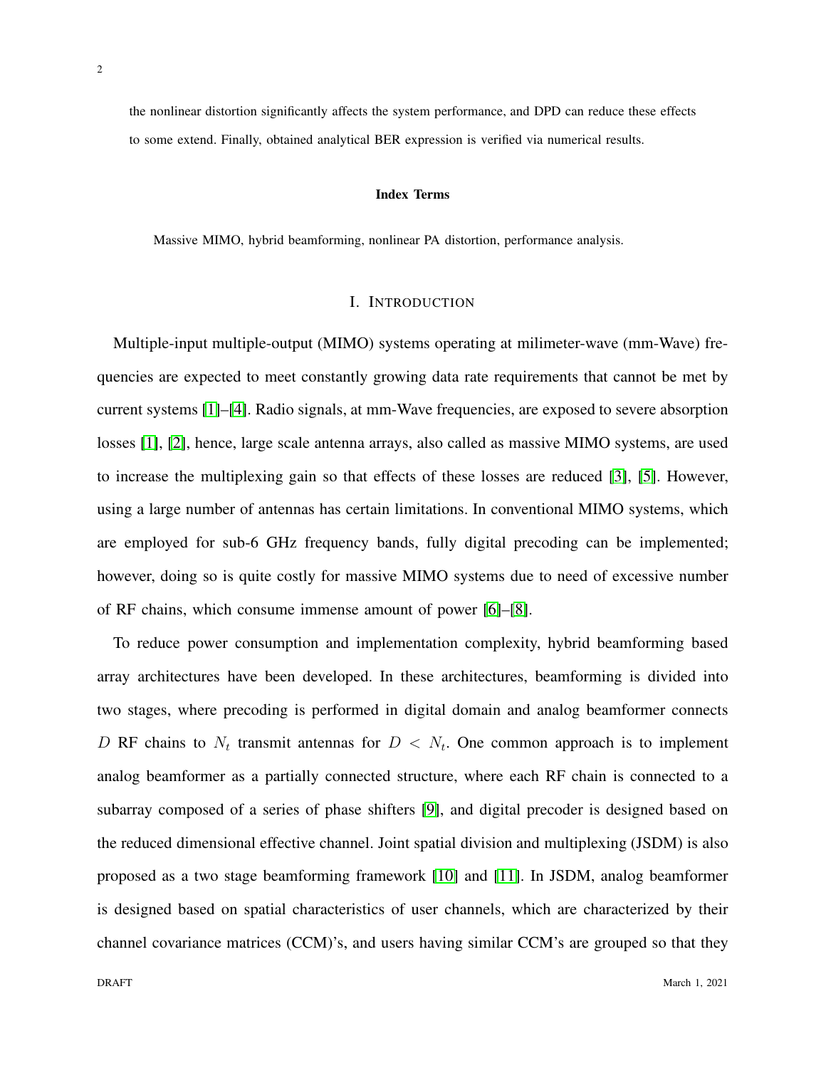the nonlinear distortion significantly affects the system performance, and DPD can reduce these effects to some extend. Finally, obtained analytical BER expression is verified via numerical results.

**Index Terms**

Massive MIMO, hybrid beamforming, nonlinear PA distortion, performance analysis.

## I. INTRODUCTION

Multiple-input multiple-output (MIMO) systems operating at milimeter-wave (mm-Wave) frequencies are expected to meet constantly growing data rate requirements that cannot be met by current systems [1]–[4]. Radio signals, at mm-Wave frequencies, are exposed to severe absorption losses [1], [2], hence, large scale antenna arrays, also called as massive MIMO systems, are used to increase the multiplexing gain so that effects of these losses are reduced [3], [5]. However, using a large number of antennas has certain limitations. In conventional MIMO systems, which are employed for sub-6 GHz frequency bands, fully digital precoding can be implemented; however, doing so is quite costly for massive MIMO systems due to need of excessive number of RF chains, which consume immense amount of power [6]–[8].

To reduce power consumption and implementation complexity, hybrid beamforming based array architectures have been developed. In these architectures, beamforming is divided into two stages, where precoding is performed in digital domain and analog beamformer connects $D$ RF chains to $N_t$ transmit antennas for $D < N_t$. One common approach is to implement analog beamformer as a partially connected structure, where each RF chain is connected to a subarray composed of a series of phase shifters [9], and digital precoder is designed based on the reduced dimensional effective channel. Joint spatial division and multiplexing (JSDM) is also proposed as a two stage beamforming framework [10] and [11]. In JSDM, analog beamformer is designed based on spatial characteristics of user channels, which are characterized by their channel covariance matrices (CCM)'s, and users having similar CCM's are grouped so that they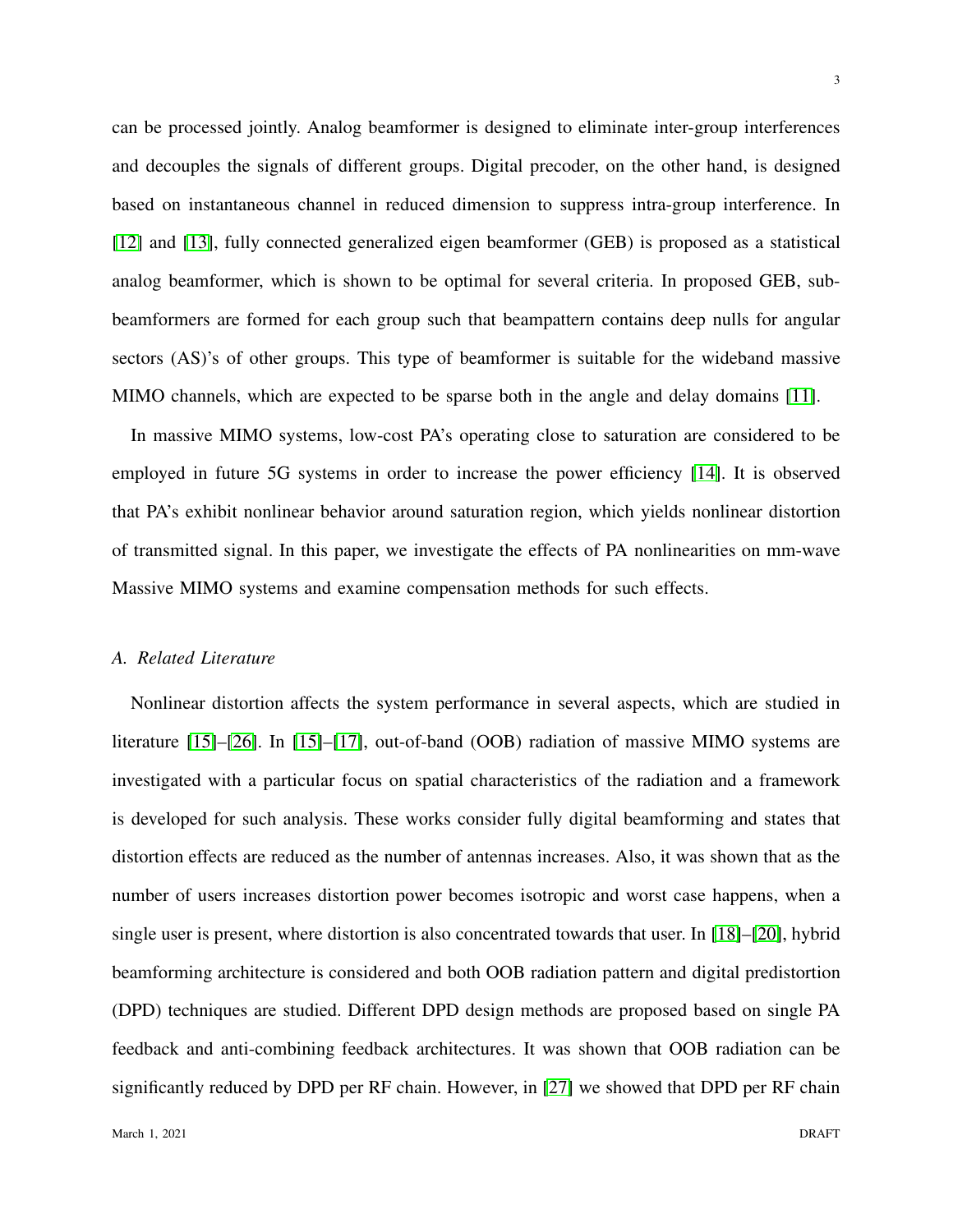can be processed jointly. Analog beamformer is designed to eliminate inter-group interferences and decouples the signals of different groups. Digital precoder, on the other hand, is designed based on instantaneous channel in reduced dimension to suppress intra-group interference. In [12] and [13], fully connected generalized eigen beamformer (GEB) is proposed as a statistical analog beamformer, which is shown to be optimal for several criteria. In proposed GEB, sub-beamformers are formed for each group such that beampattern contains deep nulls for angular sectors (AS)'s of other groups. This type of beamformer is suitable for the wideband massive MIMO channels, which are expected to be sparse both in the angle and delay domains [11].

In massive MIMO systems, low-cost PA's operating close to saturation are considered to be employed in future 5G systems in order to increase the power efficiency [14]. It is observed that PA's exhibit nonlinear behavior around saturation region, which yields nonlinear distortion of transmitted signal. In this paper, we investigate the effects of PA nonlinearities on mm-wave Massive MIMO systems and examine compensation methods for such effects.

### *A. Related Literature*

Nonlinear distortion affects the system performance in several aspects, which are studied in literature [15]–[26]. In [15]–[17], out-of-band (OOB) radiation of massive MIMO systems are investigated with a particular focus on spatial characteristics of the radiation and a framework is developed for such analysis. These works consider fully digital beamforming and states that distortion effects are reduced as the number of antennas increases. Also, it was shown that as the number of users increases distortion power becomes isotropic and worst case happens, when a single user is present, where distortion is also concentrated towards that user. In [18]–[20], hybrid beamforming architecture is considered and both OOB radiation pattern and digital predistortion (DPD) techniques are studied. Different DPD design methods are proposed based on single PA feedback and anti-combining feedback architectures. It was shown that OOB radiation can be significantly reduced by DPD per RF chain. However, in [27] we showed that DPD per RF chain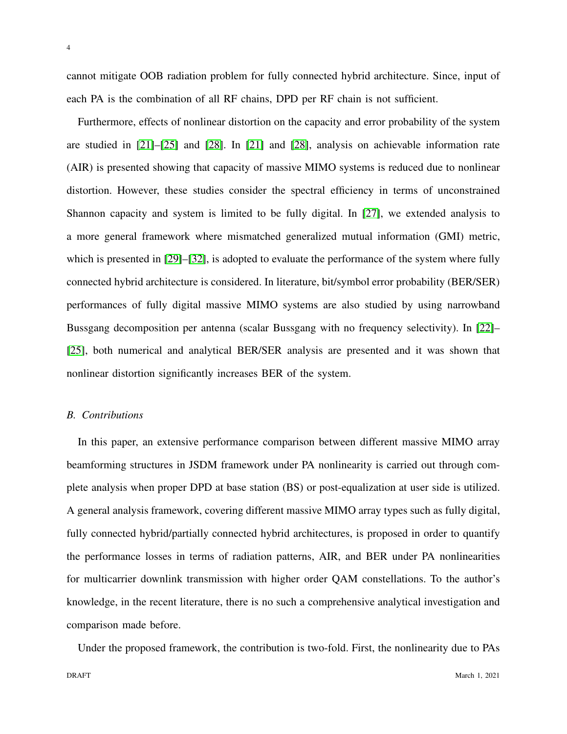cannot mitigate OOB radiation problem for fully connected hybrid architecture. Since, input of each PA is the combination of all RF chains, DPD per RF chain is not sufficient.

Furthermore, effects of nonlinear distortion on the capacity and error probability of the system are studied in [21]–[25] and [28]. In [21] and [28], analysis on achievable information rate (AIR) is presented showing that capacity of massive MIMO systems is reduced due to nonlinear distortion. However, these studies consider the spectral efficiency in terms of unconstrained Shannon capacity and system is limited to be fully digital. In [27], we extended analysis to a more general framework where mismatched generalized mutual information (GMI) metric, which is presented in [29]–[32], is adopted to evaluate the performance of the system where fully connected hybrid architecture is considered. In literature, bit/symbol error probability (BER/SER) performances of fully digital massive MIMO systems are also studied by using narrowband Bussgang decomposition per antenna (scalar Bussgang with no frequency selectivity). In [22]–[25], both numerical and analytical BER/SER analysis are presented and it was shown that nonlinear distortion significantly increases BER of the system.

### *B. Contributions*

In this paper, an extensive performance comparison between different massive MIMO array beamforming structures in JSDM framework under PA nonlinearity is carried out through complete analysis when proper DPD at base station (BS) or post-equalization at user side is utilized. A general analysis framework, covering different massive MIMO array types such as fully digital, fully connected hybrid/partially connected hybrid architectures, is proposed in order to quantify the performance losses in terms of radiation patterns, AIR, and BER under PA nonlinearities for multicarrier downlink transmission with higher order QAM constellations. To the author's knowledge, in the recent literature, there is no such a comprehensive analytical investigation and comparison made before.

Under the proposed framework, the contribution is two-fold. First, the nonlinearity due to PAs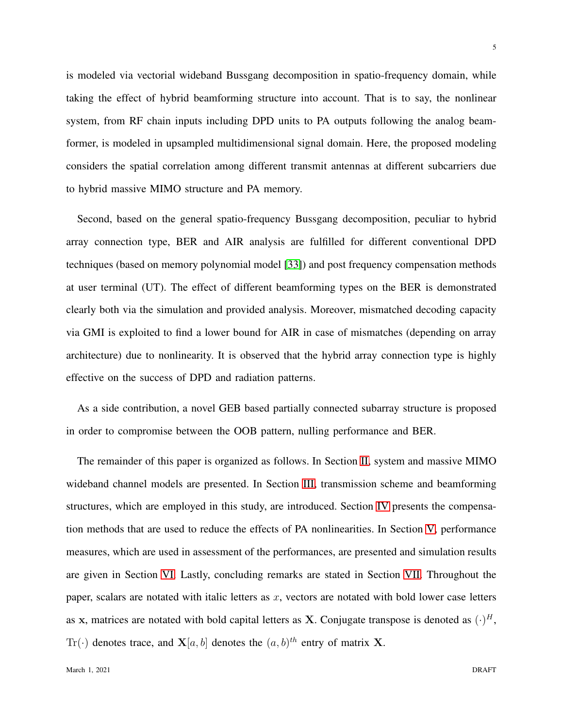is modeled via vectorial wideband Bussgang decomposition in spatio-frequency domain, while taking the effect of hybrid beamforming structure into account. That is to say, the nonlinear system, from RF chain inputs including DPD units to PA outputs following the analog beamformer, is modeled in upsampled multidimensional signal domain. Here, the proposed modeling considers the spatial correlation among different transmit antennas at different subcarriers due to hybrid massive MIMO structure and PA memory.

Second, based on the general spatio-frequency Bussgang decomposition, peculiar to hybrid array connection type, BER and AIR analysis are fulfilled for different conventional DPD techniques (based on memory polynomial model [33]) and post frequency compensation methods at user terminal (UT). The effect of different beamforming types on the BER is demonstrated clearly both via the simulation and provided analysis. Moreover, mismatched decoding capacity via GMI is exploited to find a lower bound for AIR in case of mismatches (depending on array architecture) due to nonlinearity. It is observed that the hybrid array connection type is highly effective on the success of DPD and radiation patterns.

As a side contribution, a novel GEB based partially connected subarray structure is proposed in order to compromise between the OOB pattern, nulling performance and BER.

The remainder of this paper is organized as follows. In Section II, system and massive MIMO wideband channel models are presented. In Section III, transmission scheme and beamforming structures, which are employed in this study, are introduced. Section IV presents the compensation methods that are used to reduce the effects of PA nonlinearities. In Section V, performance measures, which are used in assessment of the performances, are presented and simulation results are given in Section VI. Lastly, concluding remarks are stated in Section VII. Throughout the paper, scalars are notated with italic letters as $x$, vectors are notated with bold lower case letters as $\mathbf{x}$, matrices are notated with bold capital letters as $\mathbf{X}$. Conjugate transpose is denoted as $(\cdot)^H$, $\mathrm{Tr}(\cdot)$ denotes trace, and $\mathbf{X}[a, b]$ denotes the $(a, b)^{th}$ entry of matrix $\mathbf{X}$.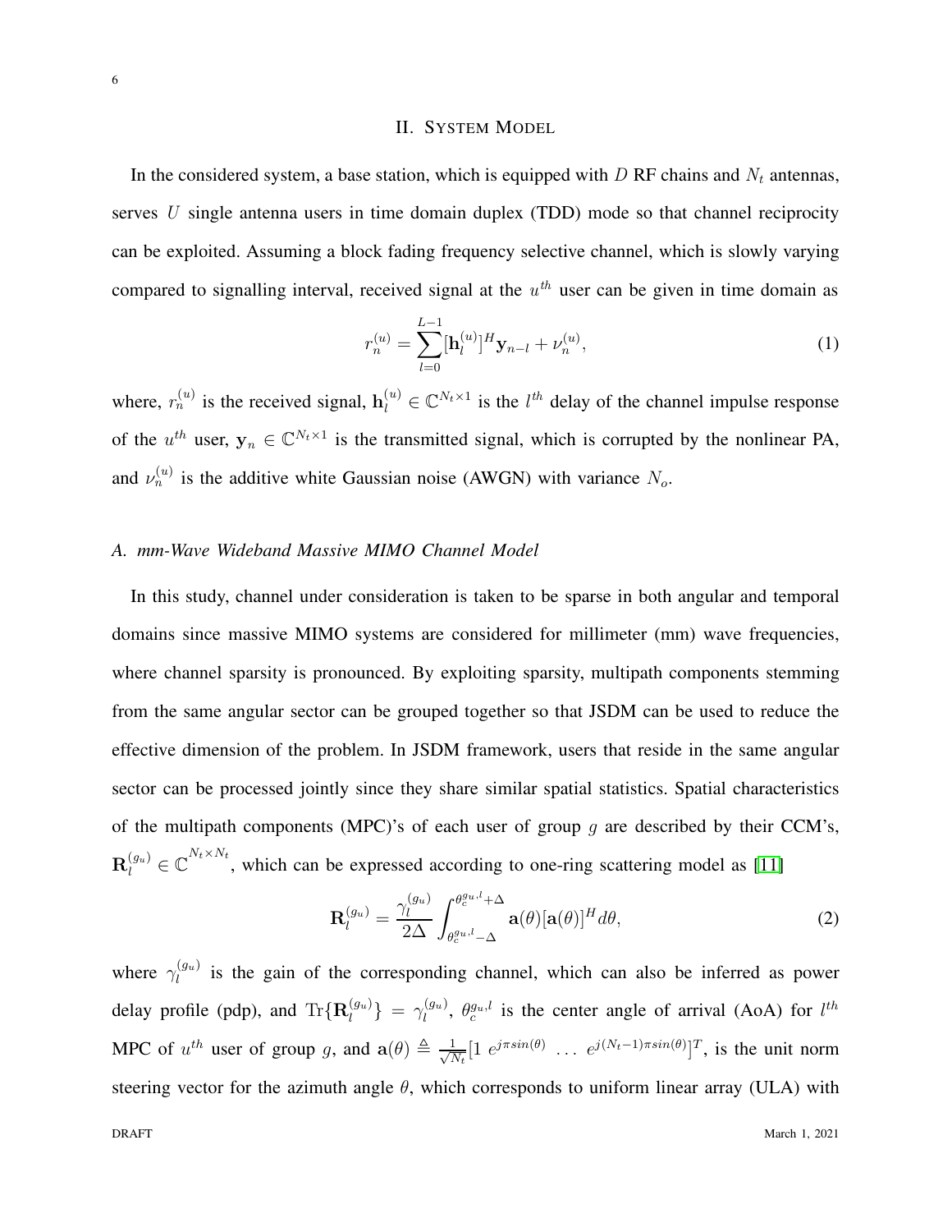## II. System Model

In the considered system, a base station, which is equipped with $D$ RF chains and $N_t$ antennas, serves $U$ single antenna users in time domain duplex (TDD) mode so that channel reciprocity can be exploited. Assuming a block fading frequency selective channel, which is slowly varying compared to signalling interval, received signal at the $u^{th}$ user can be given in time domain as

$$r_n^{(u)} = \sum_{l=0}^{L-1} [\mathbf{h}_l^{(u)}]^H \mathbf{y}_{n-l} + \nu_n^{(u)}, \tag{1}$$

where, $r_n^{(u)}$ is the received signal, $\mathbf{h}_l^{(u)} \in \mathbb{C}^{N_t \times 1}$ is the $l^{th}$ delay of the channel impulse response of the $u^{th}$ user, $\mathbf{y}_n \in \mathbb{C}^{N_t \times 1}$ is the transmitted signal, which is corrupted by the nonlinear PA, and $\nu_n^{(u)}$ is the additive white Gaussian noise (AWGN) with variance $N_o$.

### *A. mm-Wave Wideband Massive MIMO Channel Model*

In this study, channel under consideration is taken to be sparse in both angular and temporal domains since massive MIMO systems are considered for millimeter (mm) wave frequencies, where channel sparsity is pronounced. By exploiting sparsity, multipath components stemming from the same angular sector can be grouped together so that JSDM can be used to reduce the effective dimension of the problem. In JSDM framework, users that reside in the same angular sector can be processed jointly since they share similar spatial statistics. Spatial characteristics of the multipath components (MPC)'s of each user of group $g$ are described by their CCM's, $\mathbf{R}_l^{(g_u)} \in \mathbb{C}^{N_t \times N_t}$, which can be expressed according to one-ring scattering model as [11]

$$\mathbf{R}_l^{(g_u)} = \frac{\gamma_l^{(g_u)}}{2\Delta} \int_{\theta_c^{g_u,l}-\Delta}^{\theta_c^{g_u,l}+\Delta} \mathbf{a}(\theta)[\mathbf{a}(\theta)]^H d\theta, \tag{2}$$

where $\gamma_l^{(g_u)}$ is the gain of the corresponding channel, which can also be inferred as power delay profile (pdp), and $\mathrm{Tr}\{\mathbf{R}_l^{(g_u)}\} = \gamma_l^{(g_u)}$, $\theta_c^{g_u,l}$ is the center angle of arrival (AoA) for $l^{th}$ MPC of $u^{th}$ user of group $g$, and $\mathbf{a}(\theta) \triangleq \frac{1}{\sqrt{N_t}}[1 \ e^{j\pi sin(\theta)} \ \ldots \ e^{j(N_t-1)\pi sin(\theta)}]^T$, is the unit norm steering vector for the azimuth angle $\theta$, which corresponds to uniform linear array (ULA) with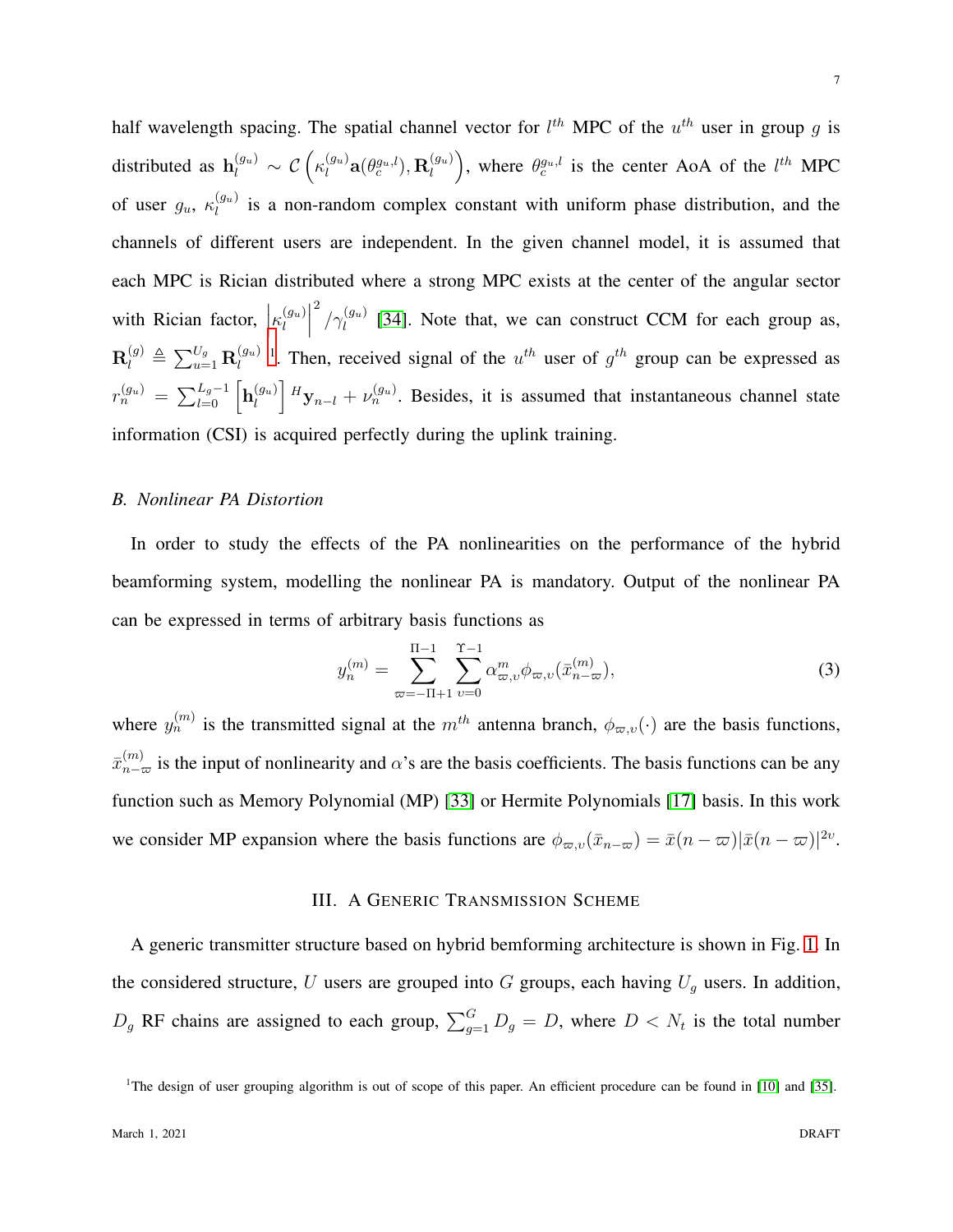half wavelength spacing. The spatial channel vector for $l^{th}$ MPC of the $u^{th}$ user in group $g$ is distributed as $\mathbf{h}_l^{(g_u)} \sim \mathcal{C}\left(\kappa_l^{(g_u)}\mathbf{a}(\theta_c^{g_u,l}), \mathbf{R}_l^{(g_u)}\right)$, where $\theta_c^{g_u,l}$ is the center AoA of the $l^{th}$ MPC of user $g_u$, $\kappa_l^{(g_u)}$ is a non-random complex constant with uniform phase distribution, and the channels of different users are independent. In the given channel model, it is assumed that each MPC is Rician distributed where a strong MPC exists at the center of the angular sector with Rician factor, $\left|\kappa_l^{(g_u)}\right|^2/\gamma_l^{(g_u)}$ [34]. Note that, we can construct CCM for each group as, $\mathbf{R}_l^{(g)} \triangleq \sum_{u=1}^{U_g}\mathbf{R}_l^{(g_u)}$ [1]. Then, received signal of the $u^{th}$ user of $g^{th}$ group can be expressed as $r_n^{(g_u)} = \sum_{l=0}^{L_g-1}\left[\mathbf{h}_l^{(g_u)}\right]^H\mathbf{y}_{n-l} + \nu_n^{(g_u)}$. Besides, it is assumed that instantaneous channel state information (CSI) is acquired perfectly during the uplink training.

### *B. Nonlinear PA Distortion*

In order to study the effects of the PA nonlinearities on the performance of the hybrid beamforming system, modelling the nonlinear PA is mandatory. Output of the nonlinear PA can be expressed in terms of arbitrary basis functions as

$$y_n^{(m)} = \sum_{\varpi=-\Pi+1}^{\Pi-1}\sum_{\upsilon=0}^{\Upsilon-1}\alpha_{\varpi,\upsilon}^{m}\phi_{\varpi,\upsilon}(\bar{x}_{n-\varpi}^{(m)}), \tag{3}$$

where $y_n^{(m)}$ is the transmitted signal at the $m^{th}$ antenna branch, $\phi_{\varpi,\upsilon}(\cdot)$ are the basis functions, $\bar{x}_{n-\varpi}^{(m)}$ is the input of nonlinearity and $\alpha$'s are the basis coefficients. The basis functions can be any function such as Memory Polynomial (MP) [33] or Hermite Polynomials [17] basis. In this work we consider MP expansion where the basis functions are $\phi_{\varpi,\upsilon}(\bar{x}_{n-\varpi}) = \bar{x}(n-\varpi)|\bar{x}(n-\varpi)|^{2\upsilon}$.

## III. A Generic Transmission Scheme

A generic transmitter structure based on hybrid bemforming architecture is shown in Fig. 1. In the considered structure, $U$ users are grouped into $G$ groups, each having $U_g$ users. In addition, $D_g$ RF chains are assigned to each group, $\sum_{g=1}^{G}D_g = D$, where $D < N_t$ is the total number

[1] The design of user grouping algorithm is out of scope of this paper. An efficient procedure can be found in [10] and [35].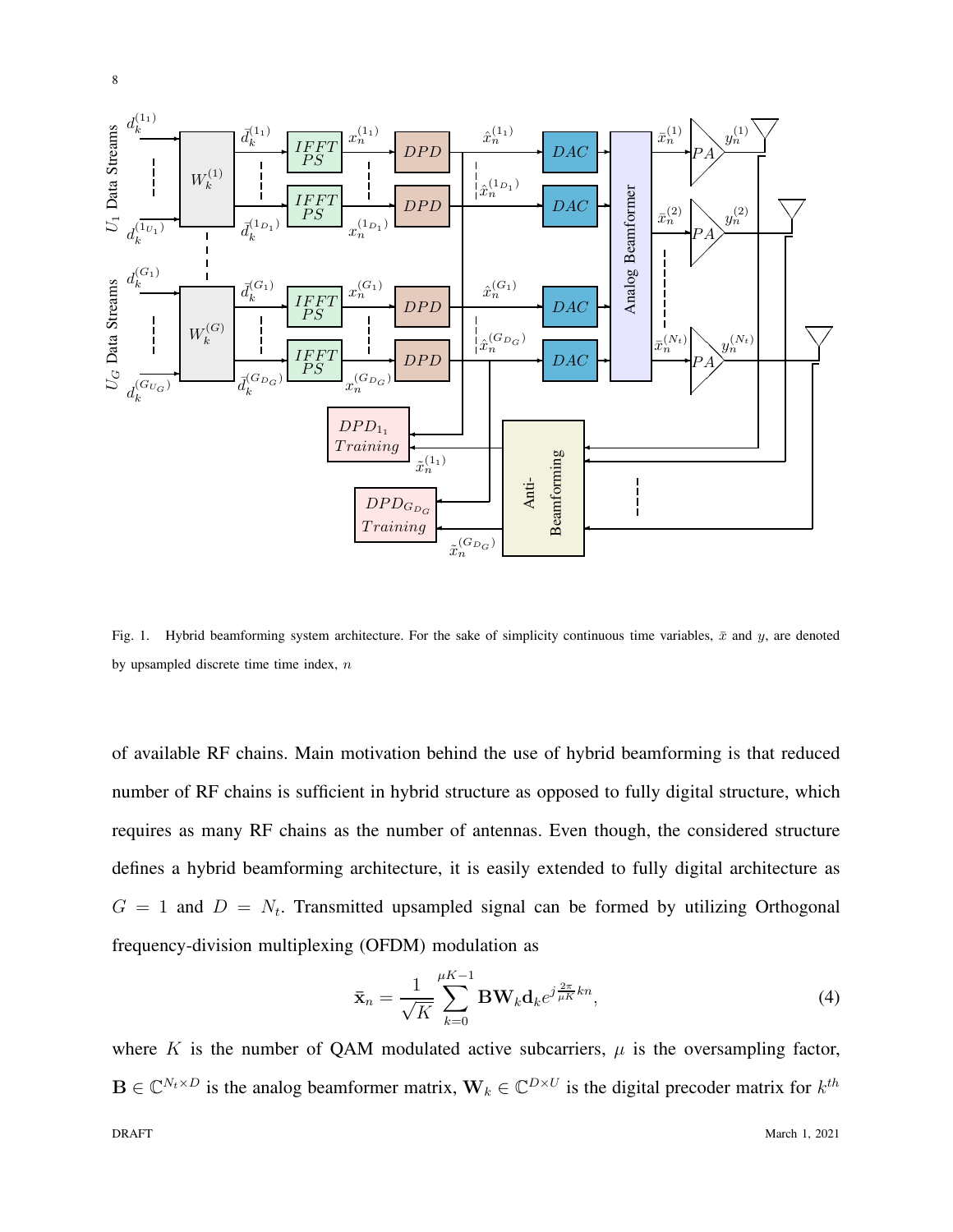Fig. 1. Hybrid beamforming system architecture. For the sake of simplicity continuous time variables, $\bar{x}$ and $y$, are denoted by upsampled discrete time time index, $n$

of available RF chains. Main motivation behind the use of hybrid beamforming is that reduced number of RF chains is sufficient in hybrid structure as opposed to fully digital structure, which requires as many RF chains as the number of antennas. Even though, the considered structure defines a hybrid beamforming architecture, it is easily extended to fully digital architecture as $G = 1$ and $D = N_t$. Transmitted upsampled signal can be formed by utilizing Orthogonal frequency-division multiplexing (OFDM) modulation as

$$\bar{\mathbf{x}}_n = \frac{1}{\sqrt{K}} \sum_{k=0}^{\mu K-1} \mathbf{B}\mathbf{W}_k \mathbf{d}_k e^{j\frac{2\pi}{\mu K}kn}, \tag{4}$$

where $K$ is the number of QAM modulated active subcarriers, $\mu$ is the oversampling factor, $\mathbf{B} \in \mathbb{C}^{N_t \times D}$ is the analog beamformer matrix, $\mathbf{W}_k \in \mathbb{C}^{D \times U}$ is the digital precoder matrix for $k^{th}$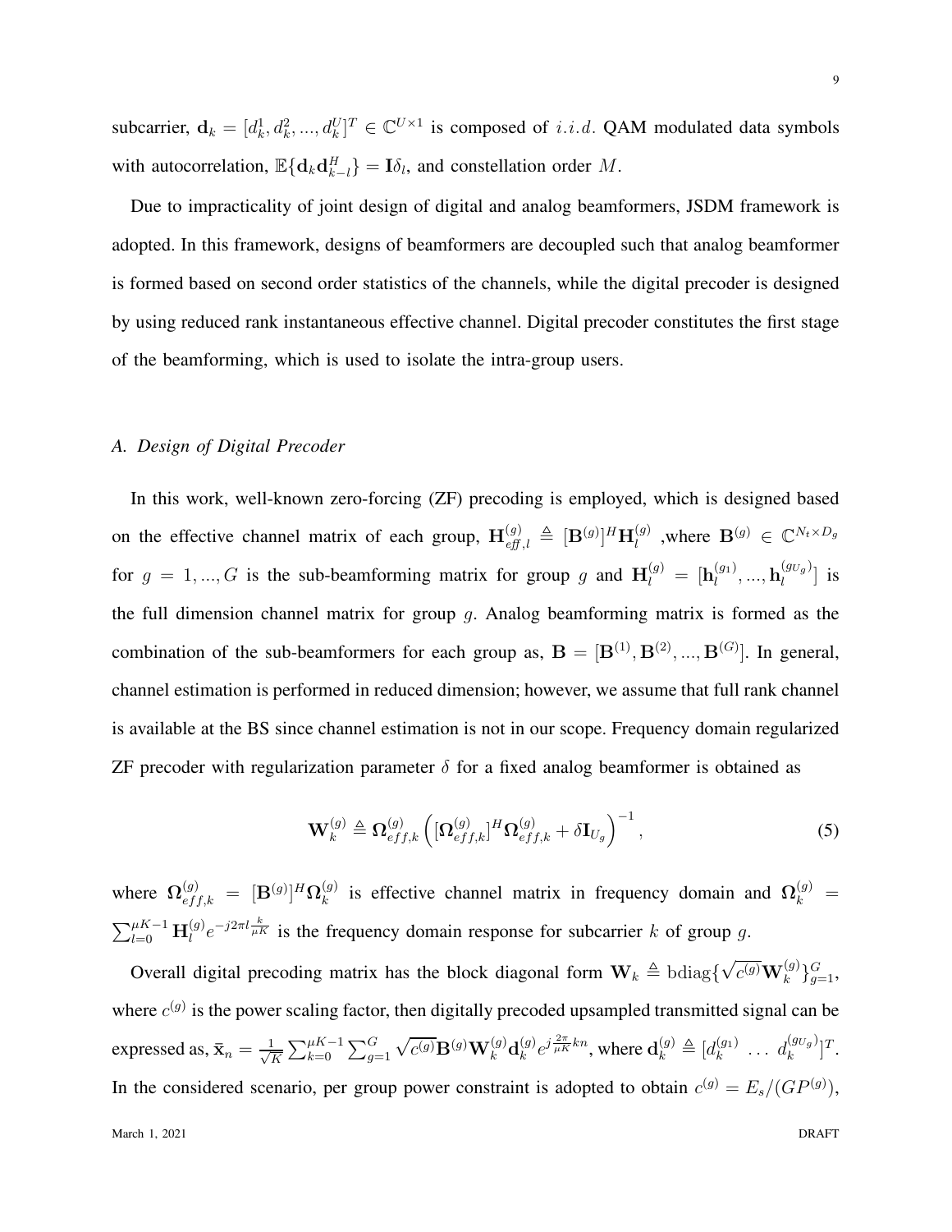subcarrier, $\mathbf{d}_k = [d_k^1, d_k^2, ..., d_k^U]^T \in \mathbb{C}^{U \times 1}$ is composed of $i.i.d.$ QAM modulated data symbols with autocorrelation, $\mathbb{E}\{\mathbf{d}_k \mathbf{d}_{k-l}^H\} = \mathbf{I}\delta_l$, and constellation order $M$.

Due to impracticality of joint design of digital and analog beamformers, JSDM framework is adopted. In this framework, designs of beamformers are decoupled such that analog beamformer is formed based on second order statistics of the channels, while the digital precoder is designed by using reduced rank instantaneous effective channel. Digital precoder constitutes the first stage of the beamforming, which is used to isolate the intra-group users.

### *A. Design of Digital Precoder*

In this work, well-known zero-forcing (ZF) precoding is employed, which is designed based on the effective channel matrix of each group, $\mathbf{H}_{eff,l}^{(g)} \triangleq [\mathbf{B}^{(g)}]^H \mathbf{H}_l^{(g)}$ ,where $\mathbf{B}^{(g)} \in \mathbb{C}^{N_t \times D_g}$ for $g = 1, ..., G$ is the sub-beamforming matrix for group $g$ and $\mathbf{H}_l^{(g)} = [\mathbf{h}_l^{(g_1)}, ..., \mathbf{h}_l^{(g_{U_g})}]$ is the full dimension channel matrix for group $g$. Analog beamforming matrix is formed as the combination of the sub-beamformers for each group as, $\mathbf{B} = [\mathbf{B}^{(1)}, \mathbf{B}^{(2)}, ..., \mathbf{B}^{(G)}]$. In general, channel estimation is performed in reduced dimension; however, we assume that full rank channel is available at the BS since channel estimation is not in our scope. Frequency domain regularized ZF precoder with regularization parameter $\delta$ for a fixed analog beamformer is obtained as

$$\mathbf{W}_k^{(g)} \triangleq \mathbf{\Omega}_{eff,k}^{(g)} \left( [\mathbf{\Omega}_{eff,k}^{(g)}]^H \mathbf{\Omega}_{eff,k}^{(g)} + \delta \mathbf{I}_{U_g} \right)^{-1}, \tag{5}$$

where $\mathbf{\Omega}_{eff,k}^{(g)} = [\mathbf{B}^{(g)}]^H \mathbf{\Omega}_k^{(g)}$ is effective channel matrix in frequency domain and $\mathbf{\Omega}_k^{(g)} = \sum_{l=0}^{\mu K-1} \mathbf{H}_l^{(g)} e^{-j2\pi l \frac{k}{\mu K}}$ is the frequency domain response for subcarrier $k$ of group $g$.

Overall digital precoding matrix has the block diagonal form $\mathbf{W}_k \triangleq \mathrm{bdiag}\{\sqrt{c^{(g)}} \mathbf{W}_k^{(g)}\}_{g=1}^G$, where $c^{(g)}$ is the power scaling factor, then digitally precoded upsampled transmitted signal can be expressed as, $\bar{\mathbf{x}}_n = \frac{1}{\sqrt{K}} \sum_{k=0}^{\mu K-1} \sum_{g=1}^{G} \sqrt{c^{(g)}} \mathbf{B}^{(g)} \mathbf{W}_k^{(g)} \mathbf{d}_k^{(g)} e^{j\frac{2\pi}{\mu K}kn}$, where $\mathbf{d}_k^{(g)} \triangleq [d_k^{(g_1)} \ \dots \ d_k^{(g_{U_g})}]^T$. In the considered scenario, per group power constraint is adopted to obtain $c^{(g)} = E_s/(GP^{(g)})$,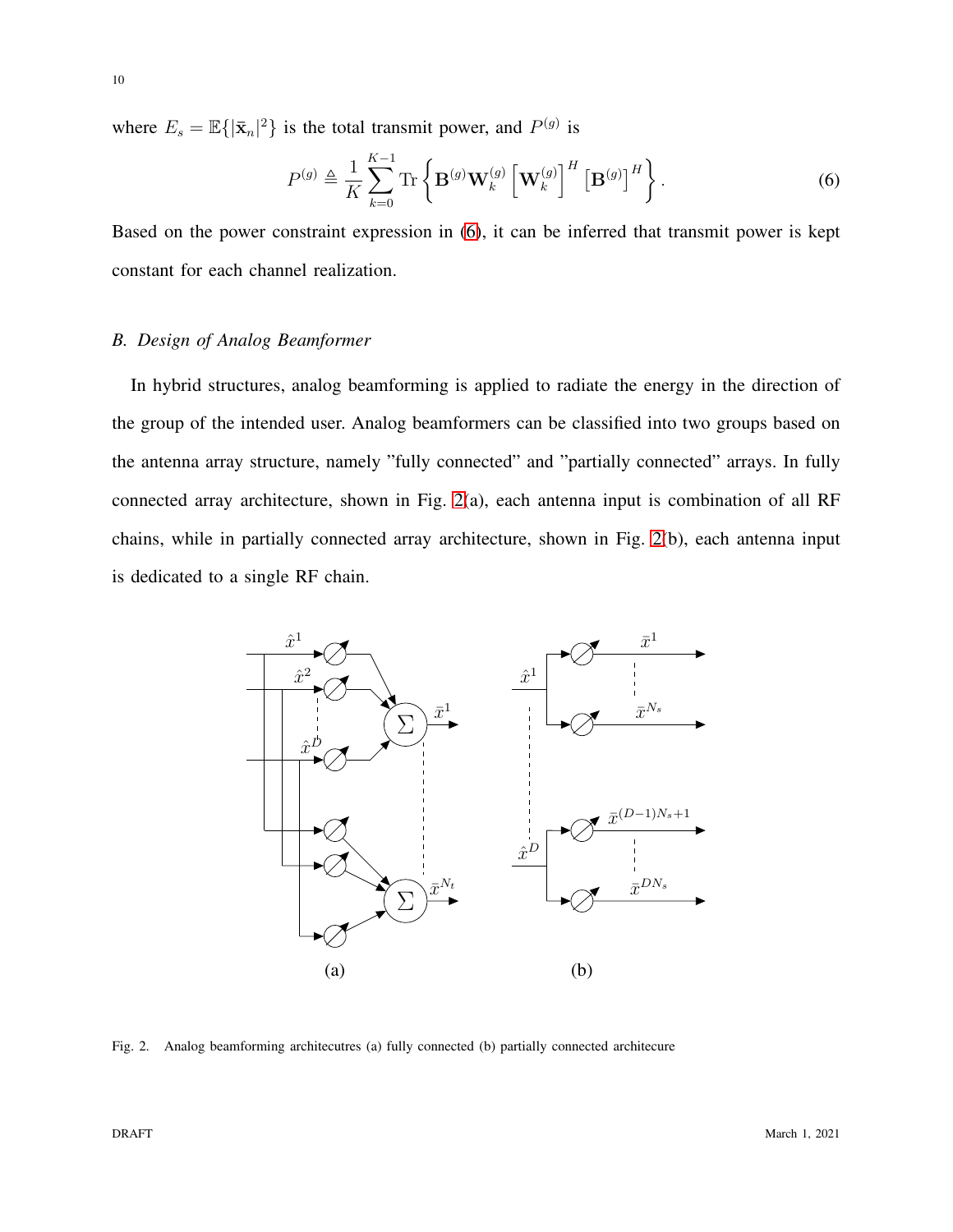where $E_s = \mathbb{E}\{|\bar{\mathbf{x}}_n|^2\}$ is the total transmit power, and $P^{(g)}$ is

$$P^{(g)} \triangleq \frac{1}{K} \sum_{k=0}^{K-1} \operatorname{Tr}\left\{ \mathbf{B}^{(g)} \mathbf{W}_k^{(g)} \left[\mathbf{W}_k^{(g)}\right]^H \left[\mathbf{B}^{(g)}\right]^H \right\}. \tag{6}$$

Based on the power constraint expression in (6), it can be inferred that transmit power is kept constant for each channel realization.

### B. Design of Analog Beamformer

In hybrid structures, analog beamforming is applied to radiate the energy in the direction of the group of the intended user. Analog beamformers can be classified into two groups based on the antenna array structure, namely "fully connected" and "partially connected" arrays. In fully connected array architecture, shown in Fig. 2(a), each antenna input is combination of all RF chains, while in partially connected array architecture, shown in Fig. 2(b), each antenna input is dedicated to a single RF chain.

Fig. 2. Analog beamforming architecutres (a) fully connected (b) partially connected architecure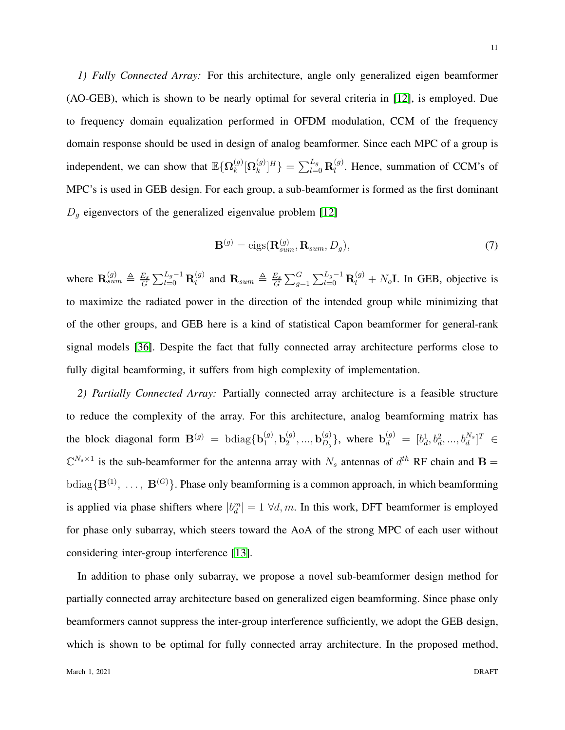*1) Fully Connected Array:* For this architecture, angle only generalized eigen beamformer (AO-GEB), which is shown to be nearly optimal for several criteria in [12], is employed. Due to frequency domain equalization performed in OFDM modulation, CCM of the frequency domain response should be used in design of analog beamformer. Since each MPC of a group is independent, we can show that $\mathbb{E}\{\mathbf{\Omega}_k^{(g)}[\mathbf{\Omega}_k^{(g)}]^H\} = \sum_{l=0}^{L_g} \mathbf{R}_l^{(g)}$. Hence, summation of CCM's of MPC's is used in GEB design. For each group, a sub-beamformer is formed as the first dominant $D_g$ eigenvectors of the generalized eigenvalue problem [12]

$$\mathbf{B}^{(g)} = \text{eigs}(\mathbf{R}_{sum}^{(g)}, \mathbf{R}_{sum}, D_g), \tag{7}$$

where $\mathbf{R}_{sum}^{(g)} \triangleq \frac{E_s}{G}\sum_{l=0}^{L_g-1} \mathbf{R}_l^{(g)}$ and $\mathbf{R}_{sum} \triangleq \frac{E_s}{G}\sum_{g=1}^{G}\sum_{l=0}^{L_g-1} \mathbf{R}_l^{(g)} + N_o\mathbf{I}$. In GEB, objective is to maximize the radiated power in the direction of the intended group while minimizing that of the other groups, and GEB here is a kind of statistical Capon beamformer for general-rank signal models [36]. Despite the fact that fully connected array architecture performs close to fully digital beamforming, it suffers from high complexity of implementation.

*2) Partially Connected Array:* Partially connected array architecture is a feasible structure to reduce the complexity of the array. For this architecture, analog beamforming matrix has the block diagonal form $\mathbf{B}^{(g)} = \text{bdiag}\{\mathbf{b}_1^{(g)}, \mathbf{b}_2^{(g)}, ..., \mathbf{b}_{D_g}^{(g)}\}$, where $\mathbf{b}_d^{(g)} = [b_d^1, b_d^2, ..., b_d^{N_s}]^T \in \mathbb{C}^{N_s \times 1}$ is the sub-beamformer for the antenna array with $N_s$ antennas of $d^{th}$ RF chain and $\mathbf{B} = \text{bdiag}\{\mathbf{B}^{(1)}, \ \ldots, \ \mathbf{B}^{(G)}\}$. Phase only beamforming is a common approach, in which beamforming is applied via phase shifters where $|b_d^m| = 1 \ \forall d, m$. In this work, DFT beamformer is employed for phase only subarray, which steers toward the AoA of the strong MPC of each user without considering inter-group interference [13].

In addition to phase only subarray, we propose a novel sub-beamformer design method for partially connected array architecture based on generalized eigen beamforming. Since phase only beamformers cannot suppress the inter-group interference sufficiently, we adopt the GEB design, which is shown to be optimal for fully connected array architecture. In the proposed method,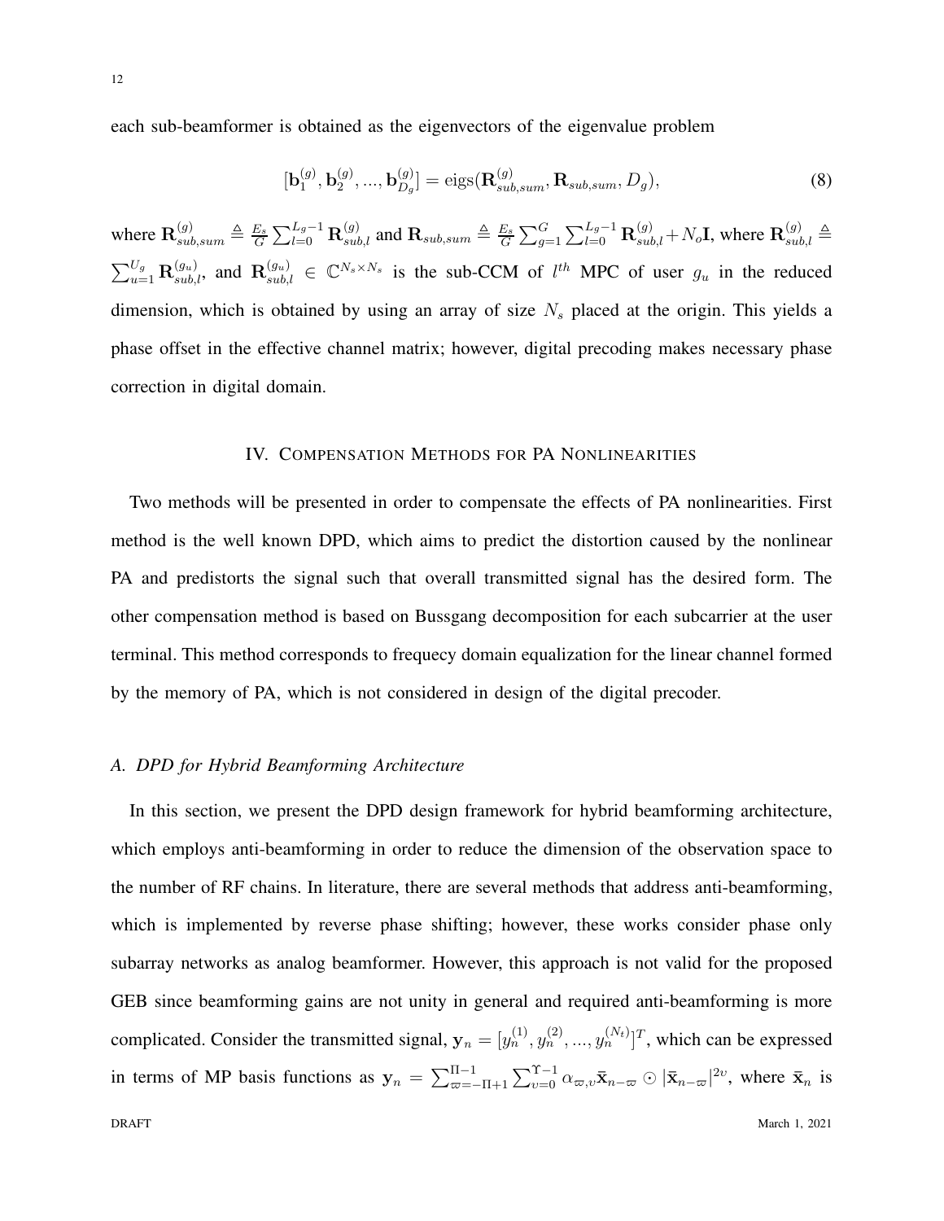each sub-beamformer is obtained as the eigenvectors of the eigenvalue problem

$$[\mathbf{b}_1^{(g)}, \mathbf{b}_2^{(g)}, ..., \mathbf{b}_{D_g}^{(g)}] = \text{eigs}(\mathbf{R}_{sub,sum}^{(g)}, \mathbf{R}_{sub,sum}, D_g), \tag{8}$$

where $\mathbf{R}_{sub,sum}^{(g)} \triangleq \frac{E_s}{G}\sum_{l=0}^{L_g-1}\mathbf{R}_{sub,l}^{(g)}$ and $\mathbf{R}_{sub,sum} \triangleq \frac{E_s}{G}\sum_{g=1}^{G}\sum_{l=0}^{L_g-1}\mathbf{R}_{sub,l}^{(g)} + N_o\mathbf{I}$, where $\mathbf{R}_{sub,l}^{(g)} \triangleq \sum_{u=1}^{U_g}\mathbf{R}_{sub,l}^{(g_u)}$, and $\mathbf{R}_{sub,l}^{(g_u)} \in \mathbb{C}^{N_s \times N_s}$ is the sub-CCM of $l^{th}$ MPC of user $g_u$ in the reduced dimension, which is obtained by using an array of size $N_s$ placed at the origin. This yields a phase offset in the effective channel matrix; however, digital precoding makes necessary phase correction in digital domain.

## IV. Compensation Methods for PA Nonlinearities

Two methods will be presented in order to compensate the effects of PA nonlinearities. First method is the well known DPD, which aims to predict the distortion caused by the nonlinear PA and predistorts the signal such that overall transmitted signal has the desired form. The other compensation method is based on Bussgang decomposition for each subcarrier at the user terminal. This method corresponds to frequecy domain equalization for the linear channel formed by the memory of PA, which is not considered in design of the digital precoder.

### A. DPD for Hybrid Beamforming Architecture

In this section, we present the DPD design framework for hybrid beamforming architecture, which employs anti-beamforming in order to reduce the dimension of the observation space to the number of RF chains. In literature, there are several methods that address anti-beamforming, which is implemented by reverse phase shifting; however, these works consider phase only subarray networks as analog beamformer. However, this approach is not valid for the proposed GEB since beamforming gains are not unity in general and required anti-beamforming is more complicated. Consider the transmitted signal, $\mathbf{y}_n = [y_n^{(1)}, y_n^{(2)}, ..., y_n^{(N_t)}]^T$, which can be expressed in terms of MP basis functions as $\mathbf{y}_n = \sum_{\varpi=-\Pi+1}^{\Pi-1}\sum_{\upsilon=0}^{\Upsilon-1}\alpha_{\varpi,\upsilon}\bar{\mathbf{x}}_{n-\varpi} \odot |\bar{\mathbf{x}}_{n-\varpi}|^{2\upsilon}$, where $\bar{\mathbf{x}}_n$ is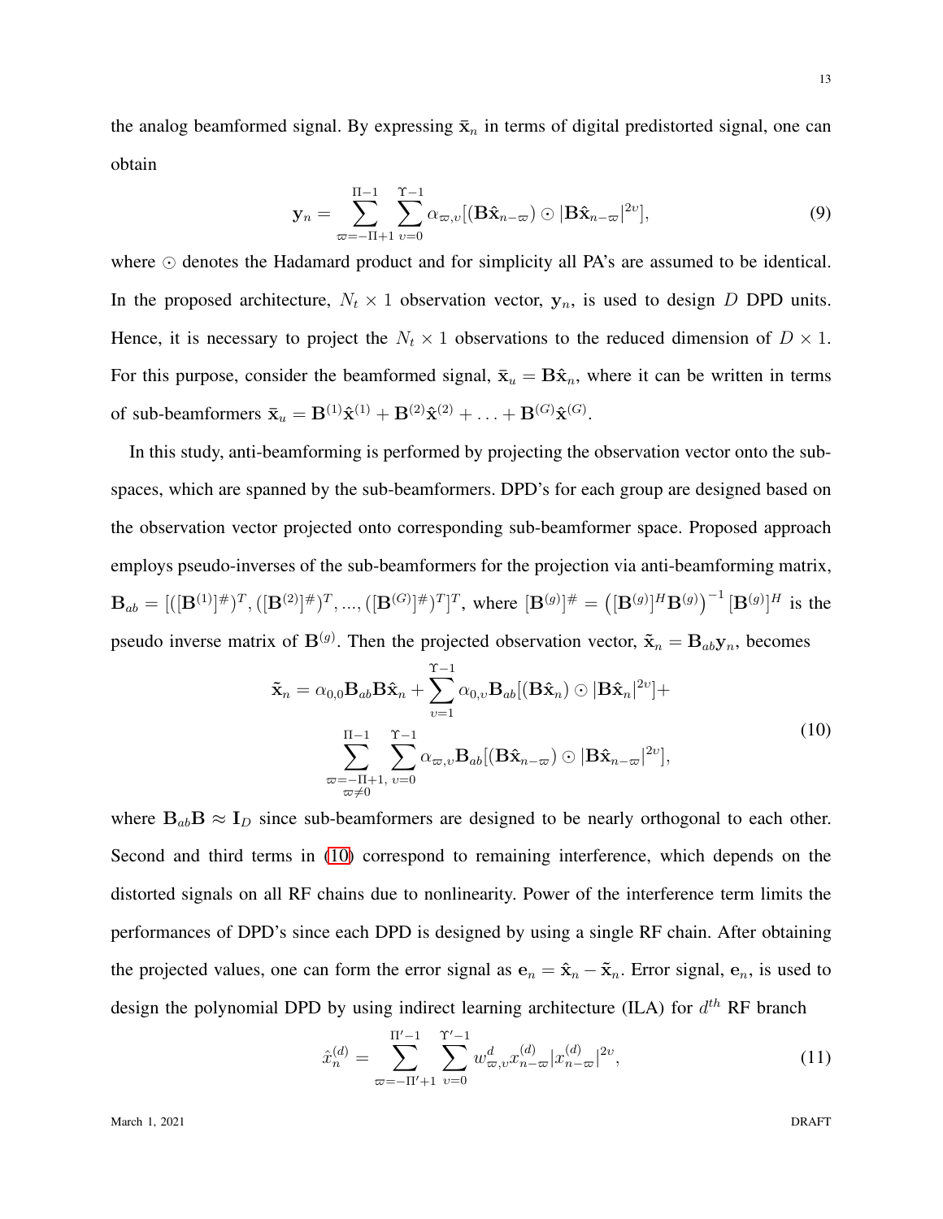the analog beamformed signal. By expressing $\bar{\mathbf{x}}_n$ in terms of digital predistorted signal, one can obtain

$$\mathbf{y}_n = \sum_{\varpi=-\Pi+1}^{\Pi-1} \sum_{\upsilon=0}^{\Upsilon-1} \alpha_{\varpi,\upsilon} [(\mathbf{B}\hat{\mathbf{x}}_{n-\varpi}) \odot |\mathbf{B}\hat{\mathbf{x}}_{n-\varpi}|^{2\upsilon}], \tag{9}$$

where $\odot$ denotes the Hadamard product and for simplicity all PA's are assumed to be identical. In the proposed architecture, $N_t \times 1$ observation vector, $\mathbf{y}_n$, is used to design $D$ DPD units. Hence, it is necessary to project the $N_t \times 1$ observations to the reduced dimension of $D \times 1$. For this purpose, consider the beamformed signal, $\bar{\mathbf{x}}_u = \mathbf{B}\hat{\mathbf{x}}_n$, where it can be written in terms of sub-beamformers $\bar{\mathbf{x}}_u = \mathbf{B}^{(1)}\hat{\mathbf{x}}^{(1)} + \mathbf{B}^{(2)}\hat{\mathbf{x}}^{(2)} + \ldots + \mathbf{B}^{(G)}\hat{\mathbf{x}}^{(G)}$.

In this study, anti-beamforming is performed by projecting the observation vector onto the sub-spaces, which are spanned by the sub-beamformers. DPD's for each group are designed based on the observation vector projected onto corresponding sub-beamformer space. Proposed approach employs pseudo-inverses of the sub-beamformers for the projection via anti-beamforming matrix, $\mathbf{B}_{ab} = [([\mathbf{B}^{(1)}]^{\#})^T, ([\mathbf{B}^{(2)}]^{\#})^T, ..., ([\mathbf{B}^{(G)}]^{\#})^T]^T$, where $[\mathbf{B}^{(g)}]^{\#} = \left([\mathbf{B}^{(g)}]^H \mathbf{B}^{(g)}\right)^{-1} [\mathbf{B}^{(g)}]^H$ is the pseudo inverse matrix of $\mathbf{B}^{(g)}$. Then the projected observation vector, $\tilde{\mathbf{x}}_n = \mathbf{B}_{ab}\mathbf{y}_n$, becomes

$$\begin{aligned}\tilde{\mathbf{x}}_n = \alpha_{0,0}\mathbf{B}_{ab}\mathbf{B}\hat{\mathbf{x}}_n + \sum_{\upsilon=1}^{\Upsilon-1} \alpha_{0,\upsilon}\mathbf{B}_{ab}[(\mathbf{B}\hat{\mathbf{x}}_n) \odot |\mathbf{B}\hat{\mathbf{x}}_n|^{2\upsilon}] + \\ \sum_{\substack{\varpi=-\Pi+1, \\ \varpi\neq 0}}^{\Pi-1} \sum_{\upsilon=0}^{\Upsilon-1} \alpha_{\varpi,\upsilon}\mathbf{B}_{ab}[(\mathbf{B}\hat{\mathbf{x}}_{n-\varpi}) \odot |\mathbf{B}\hat{\mathbf{x}}_{n-\varpi}|^{2\upsilon}],\end{aligned} \tag{10}$$

where $\mathbf{B}_{ab}\mathbf{B} \approx \mathbf{I}_D$ since sub-beamformers are designed to be nearly orthogonal to each other. Second and third terms in (10) correspond to remaining interference, which depends on the distorted signals on all RF chains due to nonlinearity. Power of the interference term limits the performances of DPD's since each DPD is designed by using a single RF chain. After obtaining the projected values, one can form the error signal as $\mathbf{e}_n = \hat{\mathbf{x}}_n - \tilde{\mathbf{x}}_n$. Error signal, $\mathbf{e}_n$, is used to design the polynomial DPD by using indirect learning architecture (ILA) for $d^{th}$ RF branch

$$\hat{x}_n^{(d)} = \sum_{\varpi=-\Pi'+1}^{\Pi'-1} \sum_{\upsilon=0}^{\Upsilon'-1} w_{\varpi,\upsilon}^{d} x_{n-\varpi}^{(d)} |x_{n-\varpi}^{(d)}|^{2\upsilon}, \tag{11}$$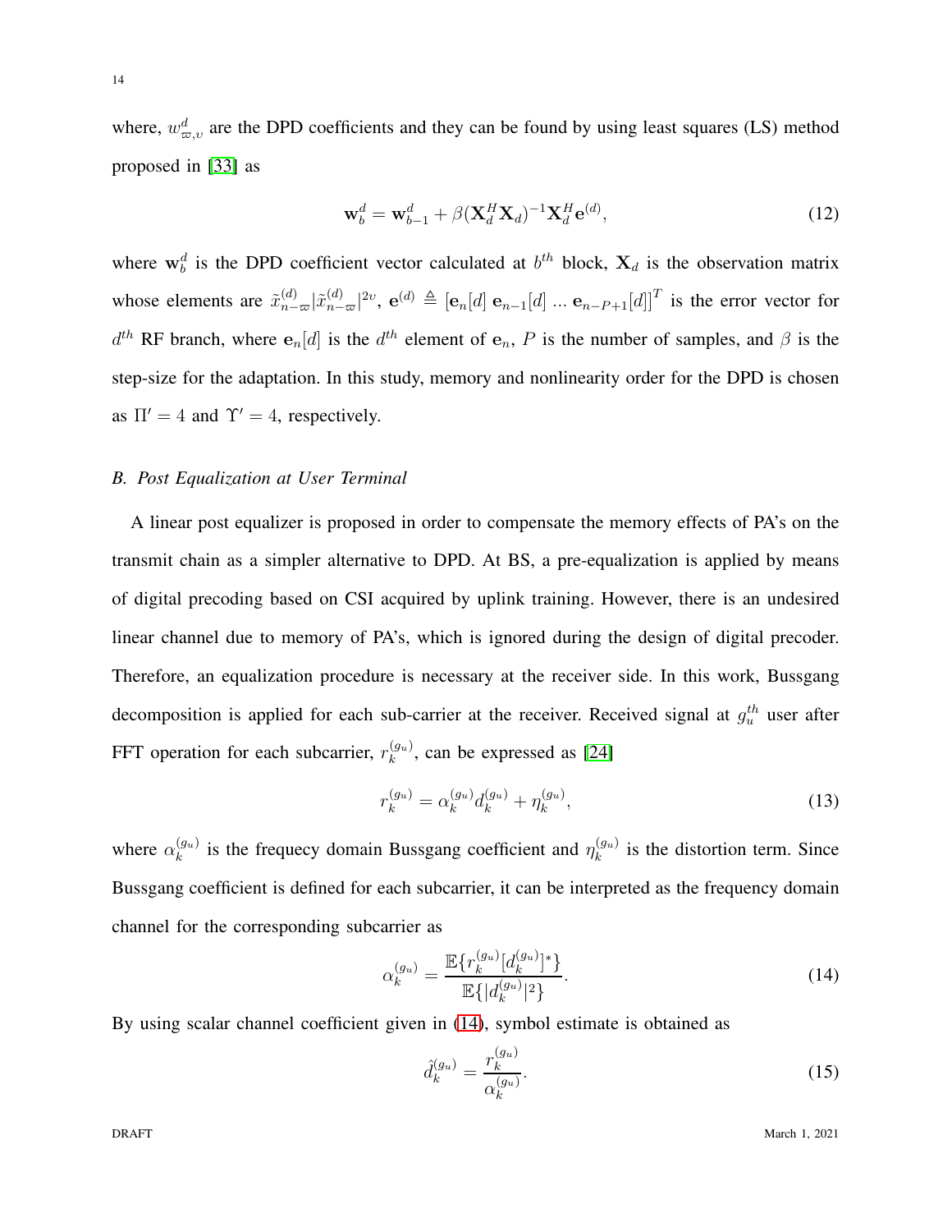where, $w^{d}_{\varpi,\upsilon}$ are the DPD coefficients and they can be found by using least squares (LS) method proposed in [33] as

$$\mathbf{w}_b^d = \mathbf{w}_{b-1}^d + \beta(\mathbf{X}_d^H \mathbf{X}_d)^{-1}\mathbf{X}_d^H \mathbf{e}^{(d)}, \tag{12}$$

where $\mathbf{w}_b^d$ is the DPD coefficient vector calculated at $b^{th}$ block, $\mathbf{X}_d$ is the observation matrix whose elements are $\tilde{x}^{(d)}_{n-\varpi}|\tilde{x}^{(d)}_{n-\varpi}|^{2\upsilon}$, $\mathbf{e}^{(d)} \triangleq [\mathbf{e}_n[d]\ \mathbf{e}_{n-1}[d]\ ...\ \mathbf{e}_{n-P+1}[d]]^T$ is the error vector for $d^{th}$ RF branch, where $\mathbf{e}_n[d]$ is the $d^{th}$ element of $\mathbf{e}_n$, $P$ is the number of samples, and $\beta$ is the step-size for the adaptation. In this study, memory and nonlinearity order for the DPD is chosen as $\Pi' = 4$ and $\Upsilon' = 4$, respectively.

### *B. Post Equalization at User Terminal*

A linear post equalizer is proposed in order to compensate the memory effects of PA's on the transmit chain as a simpler alternative to DPD. At BS, a pre-equalization is applied by means of digital precoding based on CSI acquired by uplink training. However, there is an undesired linear channel due to memory of PA's, which is ignored during the design of digital precoder. Therefore, an equalization procedure is necessary at the receiver side. In this work, Bussgang decomposition is applied for each sub-carrier at the receiver. Received signal at $g_u^{th}$ user after FFT operation for each subcarrier, $r_k^{(g_u)}$, can be expressed as [24]

$$r_k^{(g_u)} = \alpha_k^{(g_u)} d_k^{(g_u)} + \eta_k^{(g_u)}, \tag{13}$$

where $\alpha_k^{(g_u)}$ is the frequecy domain Bussgang coefficient and $\eta_k^{(g_u)}$ is the distortion term. Since Bussgang coefficient is defined for each subcarrier, it can be interpreted as the frequency domain channel for the corresponding subcarrier as

$$\alpha_k^{(g_u)} = \frac{\mathbb{E}\{r_k^{(g_u)}[d_k^{(g_u)}]^*\}}{\mathbb{E}\{|d_k^{(g_u)}|^2\}}. \tag{14}$$

By using scalar channel coefficient given in (14), symbol estimate is obtained as

$$\hat{d}_k^{(g_u)} = \frac{r_k^{(g_u)}}{\alpha_k^{(g_u)}}. \tag{15}$$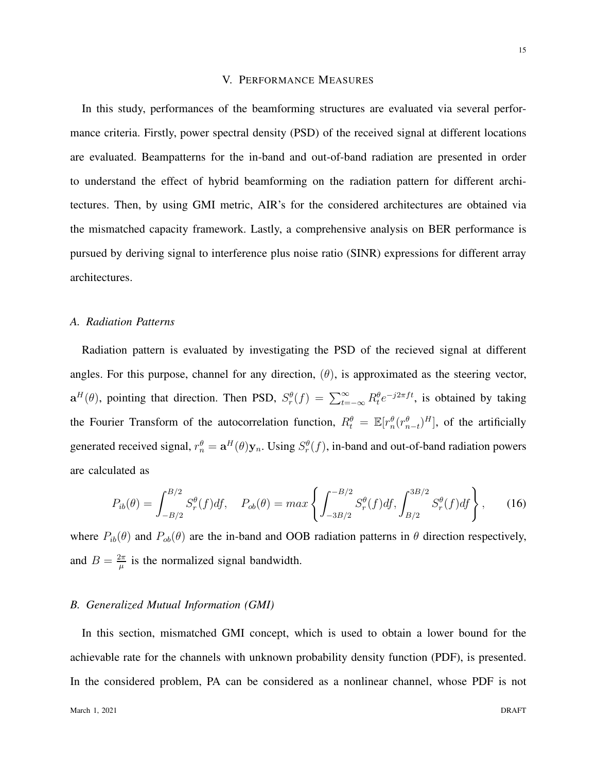## V. Performance Measures

In this study, performances of the beamforming structures are evaluated via several performance criteria. Firstly, power spectral density (PSD) of the received signal at different locations are evaluated. Beampatterns for the in-band and out-of-band radiation are presented in order to understand the effect of hybrid beamforming on the radiation pattern for different architectures. Then, by using GMI metric, AIR's for the considered architectures are obtained via the mismatched capacity framework. Lastly, a comprehensive analysis on BER performance is pursued by deriving signal to interference plus noise ratio (SINR) expressions for different array architectures.

### *A. Radiation Patterns*

Radiation pattern is evaluated by investigating the PSD of the recieved signal at different angles. For this purpose, channel for any direction, $(\theta)$, is approximated as the steering vector, $\mathbf{a}^H(\theta)$, pointing that direction. Then PSD, $S_r^\theta(f) = \sum_{t=-\infty}^{\infty} R_t^\theta e^{-j2\pi ft}$, is obtained by taking the Fourier Transform of the autocorrelation function, $R_t^\theta = \mathbb{E}[r_n^\theta (r_{n-t}^\theta)^H]$, of the artificially generated received signal, $r_n^\theta = \mathbf{a}^H(\theta)\mathbf{y}_n$. Using $S_r^\theta(f)$, in-band and out-of-band radiation powers are calculated as

$$P_{ib}(\theta) = \int_{-B/2}^{B/2} S_r^\theta(f)df, \quad P_{ob}(\theta) = max\left\{ \int_{-3B/2}^{-B/2} S_r^\theta(f)df, \int_{B/2}^{3B/2} S_r^\theta(f)df \right\}, \tag{16}$$

where $P_{ib}(\theta)$ and $P_{ob}(\theta)$ are the in-band and OOB radiation patterns in $\theta$ direction respectively, and $B = \frac{2\pi}{\mu}$ is the normalized signal bandwidth.

### *B. Generalized Mutual Information (GMI)*

In this section, mismatched GMI concept, which is used to obtain a lower bound for the achievable rate for the channels with unknown probability density function (PDF), is presented. In the considered problem, PA can be considered as a nonlinear channel, whose PDF is not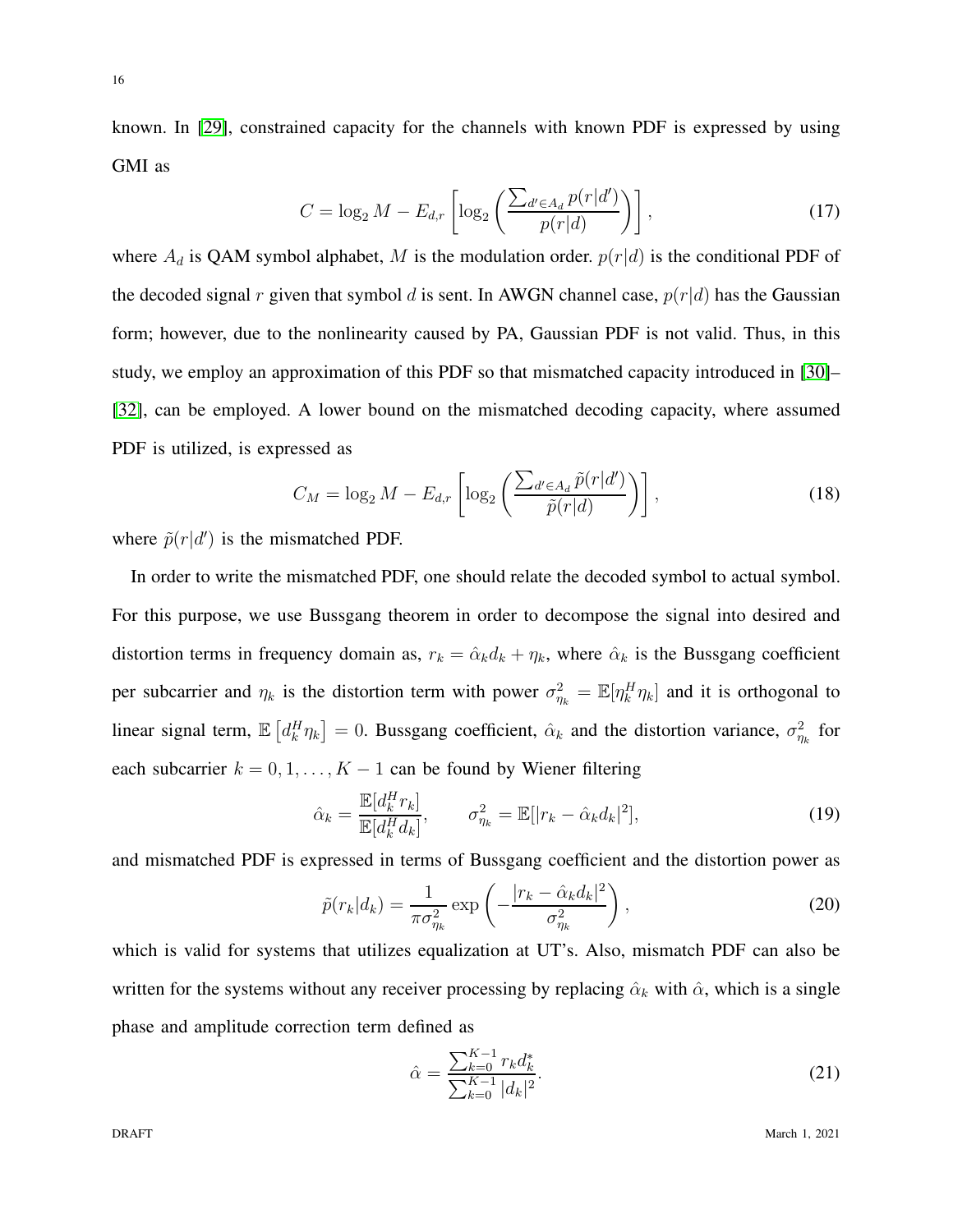known. In [29], constrained capacity for the channels with known PDF is expressed by using GMI as

$$C = \log_2 M - E_{d,r}\left[\log_2\left(\frac{\sum_{d' \in A_d} p(r|d')}{p(r|d)}\right)\right], \tag{17}$$

where $A_d$ is QAM symbol alphabet, $M$ is the modulation order. $p(r|d)$ is the conditional PDF of the decoded signal $r$ given that symbol $d$ is sent. In AWGN channel case, $p(r|d)$ has the Gaussian form; however, due to the nonlinearity caused by PA, Gaussian PDF is not valid. Thus, in this study, we employ an approximation of this PDF so that mismatched capacity introduced in [30]–[32], can be employed. A lower bound on the mismatched decoding capacity, where assumed PDF is utilized, is expressed as

$$C_M = \log_2 M - E_{d,r}\left[\log_2\left(\frac{\sum_{d' \in A_d} \tilde{p}(r|d')}{\tilde{p}(r|d)}\right)\right], \tag{18}$$

where $\tilde{p}(r|d')$ is the mismatched PDF.

In order to write the mismatched PDF, one should relate the decoded symbol to actual symbol. For this purpose, we use Bussgang theorem in order to decompose the signal into desired and distortion terms in frequency domain as, $r_k = \hat{\alpha}_k d_k + \eta_k$, where $\hat{\alpha}_k$ is the Bussgang coefficient per subcarrier and $\eta_k$ is the distortion term with power $\sigma^2_{\eta_k} = \mathbb{E}[\eta_k^H \eta_k]$ and it is orthogonal to linear signal term, $\mathbb{E}\left[d_k^H \eta_k\right] = 0$. Bussgang coefficient, $\hat{\alpha}_k$ and the distortion variance, $\sigma^2_{\eta_k}$ for each subcarrier $k = 0, 1, \ldots, K-1$ can be found by Wiener filtering

$$\hat{\alpha}_k = \frac{\mathbb{E}[d_k^H r_k]}{\mathbb{E}[d_k^H d_k]}, \qquad \sigma^2_{\eta_k} = \mathbb{E}[|r_k - \hat{\alpha}_k d_k|^2], \tag{19}$$

and mismatched PDF is expressed in terms of Bussgang coefficient and the distortion power as

$$\tilde{p}(r_k|d_k) = \frac{1}{\pi \sigma^2_{\eta_k}} \exp\left(-\frac{|r_k - \hat{\alpha}_k d_k|^2}{\sigma^2_{\eta_k}}\right), \tag{20}$$

which is valid for systems that utilizes equalization at UT's. Also, mismatch PDF can also be written for the systems without any receiver processing by replacing $\hat{\alpha}_k$ with $\hat{\alpha}$, which is a single phase and amplitude correction term defined as

$$\hat{\alpha} = \frac{\sum_{k=0}^{K-1} r_k d_k^*}{\sum_{k=0}^{K-1} |d_k|^2}. \tag{21}$$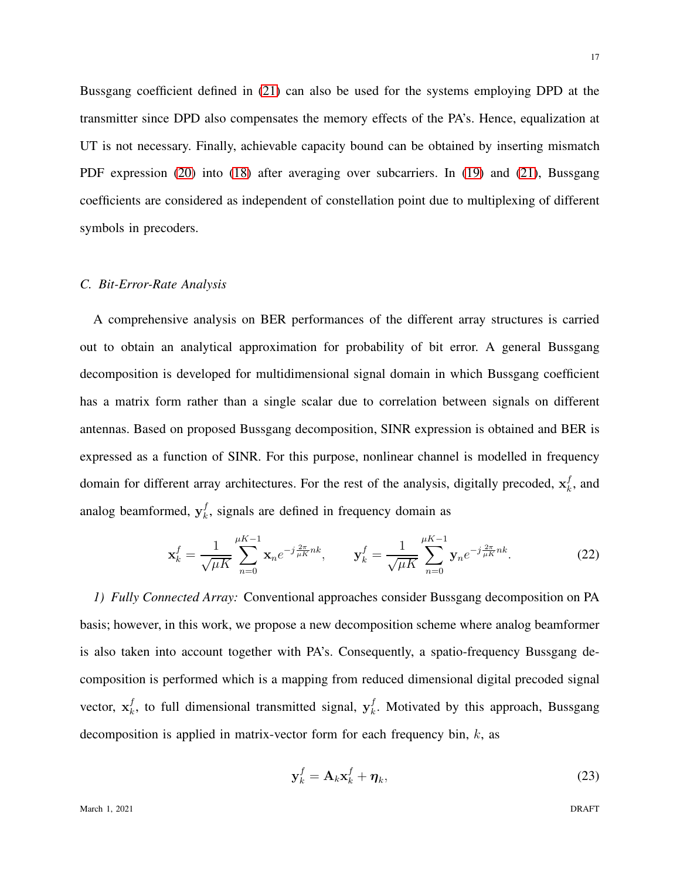Bussgang coefficient defined in (21) can also be used for the systems employing DPD at the transmitter since DPD also compensates the memory effects of the PA's. Hence, equalization at UT is not necessary. Finally, achievable capacity bound can be obtained by inserting mismatch PDF expression (20) into (18) after averaging over subcarriers. In (19) and (21), Bussgang coefficients are considered as independent of constellation point due to multiplexing of different symbols in precoders.

### *C. Bit-Error-Rate Analysis*

A comprehensive analysis on BER performances of the different array structures is carried out to obtain an analytical approximation for probability of bit error. A general Bussgang decomposition is developed for multidimensional signal domain in which Bussgang coefficient has a matrix form rather than a single scalar due to correlation between signals on different antennas. Based on proposed Bussgang decomposition, SINR expression is obtained and BER is expressed as a function of SINR. For this purpose, nonlinear channel is modelled in frequency domain for different array architectures. For the rest of the analysis, digitally precoded, $\mathbf{x}_k^f$, and analog beamformed, $\mathbf{y}_k^f$, signals are defined in frequency domain as

$$\mathbf{x}_k^f = \frac{1}{\sqrt{\mu K}} \sum_{n=0}^{\mu K-1} \mathbf{x}_n e^{-j\frac{2\pi}{\mu K}nk}, \qquad \mathbf{y}_k^f = \frac{1}{\sqrt{\mu K}} \sum_{n=0}^{\mu K-1} \mathbf{y}_n e^{-j\frac{2\pi}{\mu K}nk}. \tag{22}$$

*1) Fully Connected Array:* Conventional approaches consider Bussgang decomposition on PA basis; however, in this work, we propose a new decomposition scheme where analog beamformer is also taken into account together with PA's. Consequently, a spatio-frequency Bussgang decomposition is performed which is a mapping from reduced dimensional digital precoded signal vector, $\mathbf{x}_k^f$, to full dimensional transmitted signal, $\mathbf{y}_k^f$. Motivated by this approach, Bussgang decomposition is applied in matrix-vector form for each frequency bin, $k$, as

$$\mathbf{y}_k^f = \mathbf{A}_k \mathbf{x}_k^f + \boldsymbol{\eta}_k, \tag{23}$$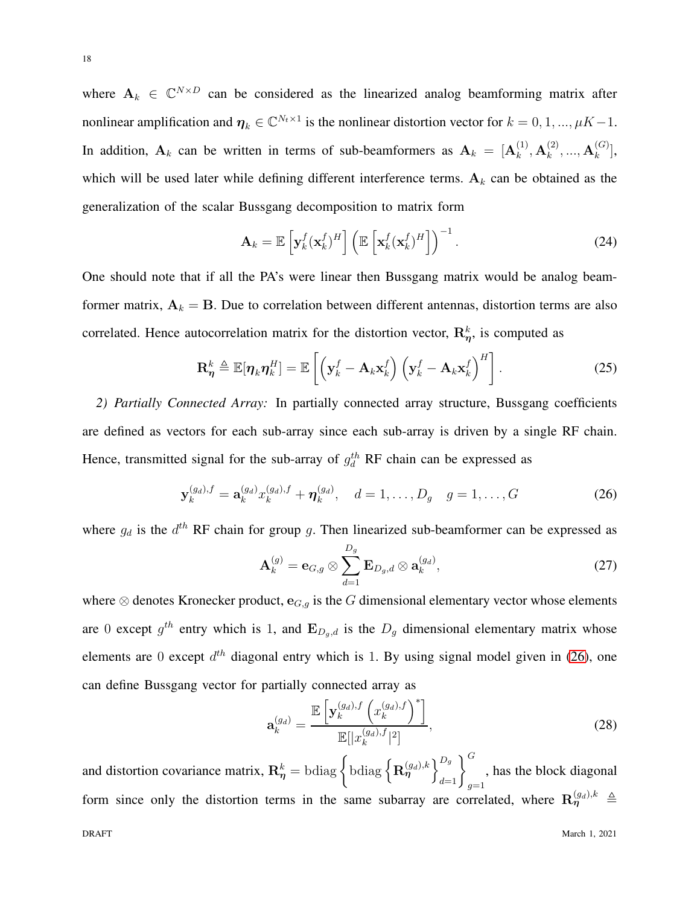where $\mathbf{A}_k \in \mathbb{C}^{N \times D}$ can be considered as the linearized analog beamforming matrix after nonlinear amplification and $\boldsymbol{\eta}_k \in \mathbb{C}^{N_t \times 1}$ is the nonlinear distortion vector for $k = 0, 1, ..., \mu K - 1$. In addition, $\mathbf{A}_k$ can be written in terms of sub-beamformers as $\mathbf{A}_k = [\mathbf{A}_k^{(1)}, \mathbf{A}_k^{(2)}, ..., \mathbf{A}_k^{(G)}]$, which will be used later while defining different interference terms. $\mathbf{A}_k$ can be obtained as the generalization of the scalar Bussgang decomposition to matrix form

$$\mathbf{A}_k = \mathbb{E}\left[\mathbf{y}_k^f (\mathbf{x}_k^f)^H\right] \left(\mathbb{E}\left[\mathbf{x}_k^f (\mathbf{x}_k^f)^H\right]\right)^{-1}. \tag{24}$$

One should note that if all the PA's were linear then Bussgang matrix would be analog beamformer matrix, $\mathbf{A}_k = \mathbf{B}$. Due to correlation between different antennas, distortion terms are also correlated. Hence autocorrelation matrix for the distortion vector, $\mathbf{R}_{\boldsymbol{\eta}}^k$, is computed as

$$\mathbf{R}_{\boldsymbol{\eta}}^k \triangleq \mathbb{E}[\boldsymbol{\eta}_k \boldsymbol{\eta}_k^H] = \mathbb{E}\left[\left(\mathbf{y}_k^f - \mathbf{A}_k \mathbf{x}_k^f\right)\left(\mathbf{y}_k^f - \mathbf{A}_k \mathbf{x}_k^f\right)^H\right]. \tag{25}$$

*2) Partially Connected Array:* In partially connected array structure, Bussgang coefficients are defined as vectors for each sub-array since each sub-array is driven by a single RF chain. Hence, transmitted signal for the sub-array of $g_d^{th}$ RF chain can be expressed as

$$\mathbf{y}_k^{(g_d),f} = \mathbf{a}_k^{(g_d)} x_k^{(g_d),f} + \boldsymbol{\eta}_k^{(g_d)}, \quad d = 1, \ldots, D_g \quad g = 1, \ldots, G \tag{26}$$

where $g_d$ is the $d^{th}$ RF chain for group $g$. Then linearized sub-beamformer can be expressed as

$$\mathbf{A}_k^{(g)} = \mathbf{e}_{G,g} \otimes \sum_{d=1}^{D_g} \mathbf{E}_{D_g,d} \otimes \mathbf{a}_k^{(g_d)}, \tag{27}$$

where $\otimes$ denotes Kronecker product, $\mathbf{e}_{G,g}$ is the $G$ dimensional elementary vector whose elements are $0$ except $g^{th}$ entry which is $1$, and $\mathbf{E}_{D_g,d}$ is the $D_g$ dimensional elementary matrix whose elements are $0$ except $d^{th}$ diagonal entry which is $1$. By using signal model given in (26), one can define Bussgang vector for partially connected array as

$$\mathbf{a}_k^{(g_d)} = \frac{\mathbb{E}\left[\mathbf{y}_k^{(g_d),f}\left(x_k^{(g_d),f}\right)^*\right]}{\mathbb{E}[|x_k^{(g_d),f}|^2]}, \tag{28}$$

and distortion covariance matrix, $\mathbf{R}_{\boldsymbol{\eta}}^k = \mathrm{bdiag}\left\{\mathrm{bdiag}\left\{\mathbf{R}_{\boldsymbol{\eta}}^{(g_d),k}\right\}_{d=1}^{D_g}\right\}_{g=1}^{G}$, has the block diagonal form since only the distortion terms in the same subarray are correlated, where $\mathbf{R}_{\boldsymbol{\eta}}^{(g_d),k} \triangleq$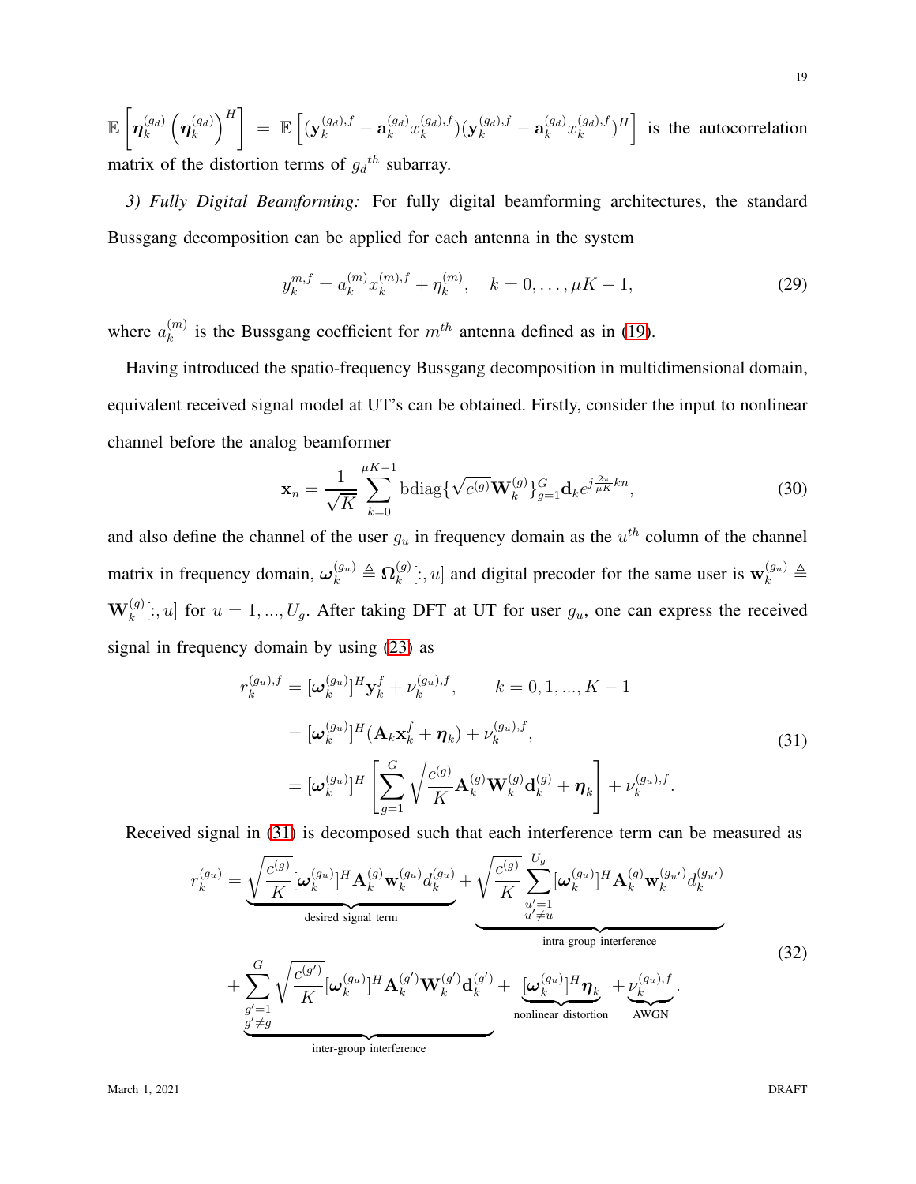$\mathbb{E}\left[\boldsymbol{\eta}_k^{(g_d)}\left(\boldsymbol{\eta}_k^{(g_d)}\right)^H\right] = \mathbb{E}\left[(\mathbf{y}_k^{(g_d),f} - \mathbf{a}_k^{(g_d)}x_k^{(g_d),f})(\mathbf{y}_k^{(g_d),f} - \mathbf{a}_k^{(g_d)}x_k^{(g_d),f})^H\right]$ is the autocorrelation matrix of the distortion terms of $g_d{}^{th}$ subarray.

*3) Fully Digital Beamforming:* For fully digital beamforming architectures, the standard Bussgang decomposition can be applied for each antenna in the system

$$y_k^{m,f} = a_k^{(m)}x_k^{(m),f} + \eta_k^{(m)}, \quad k = 0, \ldots, \mu K - 1, \tag{29}$$

where $a_k^{(m)}$ is the Bussgang coefficient for $m^{th}$ antenna defined as in (19).

Having introduced the spatio-frequency Bussgang decomposition in multidimensional domain, equivalent received signal model at UT's can be obtained. Firstly, consider the input to nonlinear channel before the analog beamformer

$$\mathbf{x}_n = \frac{1}{\sqrt{K}}\sum_{k=0}^{\mu K-1}\text{bdiag}\{\sqrt{c^{(g)}}\mathbf{W}_k^{(g)}\}_{g=1}^{G}\mathbf{d}_k e^{j\frac{2\pi}{\mu K}kn}, \tag{30}$$

and also define the channel of the user $g_u$ in frequency domain as the $u^{th}$ column of the channel matrix in frequency domain, $\boldsymbol{\omega}_k^{(g_u)} \triangleq \boldsymbol{\Omega}_k^{(g)}[:,u]$ and digital precoder for the same user is $\mathbf{w}_k^{(g_u)} \triangleq \mathbf{W}_k^{(g)}[:,u]$ for $u = 1, ..., U_g$. After taking DFT at UT for user $g_u$, one can express the received signal in frequency domain by using (23) as

$$\begin{aligned}
r_k^{(g_u),f} &= [\boldsymbol{\omega}_k^{(g_u)}]^H\mathbf{y}_k^f + \nu_k^{(g_u),f}, \qquad k = 0, 1, ..., K-1 \\
&= [\boldsymbol{\omega}_k^{(g_u)}]^H(\mathbf{A}_k\mathbf{x}_k^f + \boldsymbol{\eta}_k) + \nu_k^{(g_u),f}, \\
&= [\boldsymbol{\omega}_k^{(g_u)}]^H\left[\sum_{g=1}^{G}\sqrt{\frac{c^{(g)}}{K}}\mathbf{A}_k^{(g)}\mathbf{W}_k^{(g)}\mathbf{d}_k^{(g)} + \boldsymbol{\eta}_k\right] + \nu_k^{(g_u),f}.
\end{aligned} \tag{31}$$

Received signal in (31) is decomposed such that each interference term can be measured as

$$\begin{aligned}
r_k^{(g_u)} = &\underbrace{\sqrt{\frac{c^{(g)}}{K}}[\boldsymbol{\omega}_k^{(g_u)}]^H\mathbf{A}_k^{(g)}\mathbf{w}_k^{(g_u)}d_k^{(g_u)}}_{\text{desired signal term}} + \underbrace{\sqrt{\frac{c^{(g)}}{K}}\sum_{\substack{u'=1\\u'\neq u}}^{U_g}[\boldsymbol{\omega}_k^{(g_u)}]^H\mathbf{A}_k^{(g)}\mathbf{w}_k^{(g_{u'})}d_k^{(g_{u'})}}_{\text{intra-group interference}} \\
&+ \underbrace{\sum_{\substack{g'=1\\g'\neq g}}^{G}\sqrt{\frac{c^{(g')}}{K}}[\boldsymbol{\omega}_k^{(g_u)}]^H\mathbf{A}_k^{(g')}\mathbf{W}_k^{(g')}\mathbf{d}_k^{(g')}}_{\text{inter-group interference}} + \underbrace{[\boldsymbol{\omega}_k^{(g_u)}]^H\boldsymbol{\eta}_k}_{\text{nonlinear distortion}} + \underbrace{\nu_k^{(g_u),f}}_{\text{AWGN}}.
\end{aligned} \tag{32}$$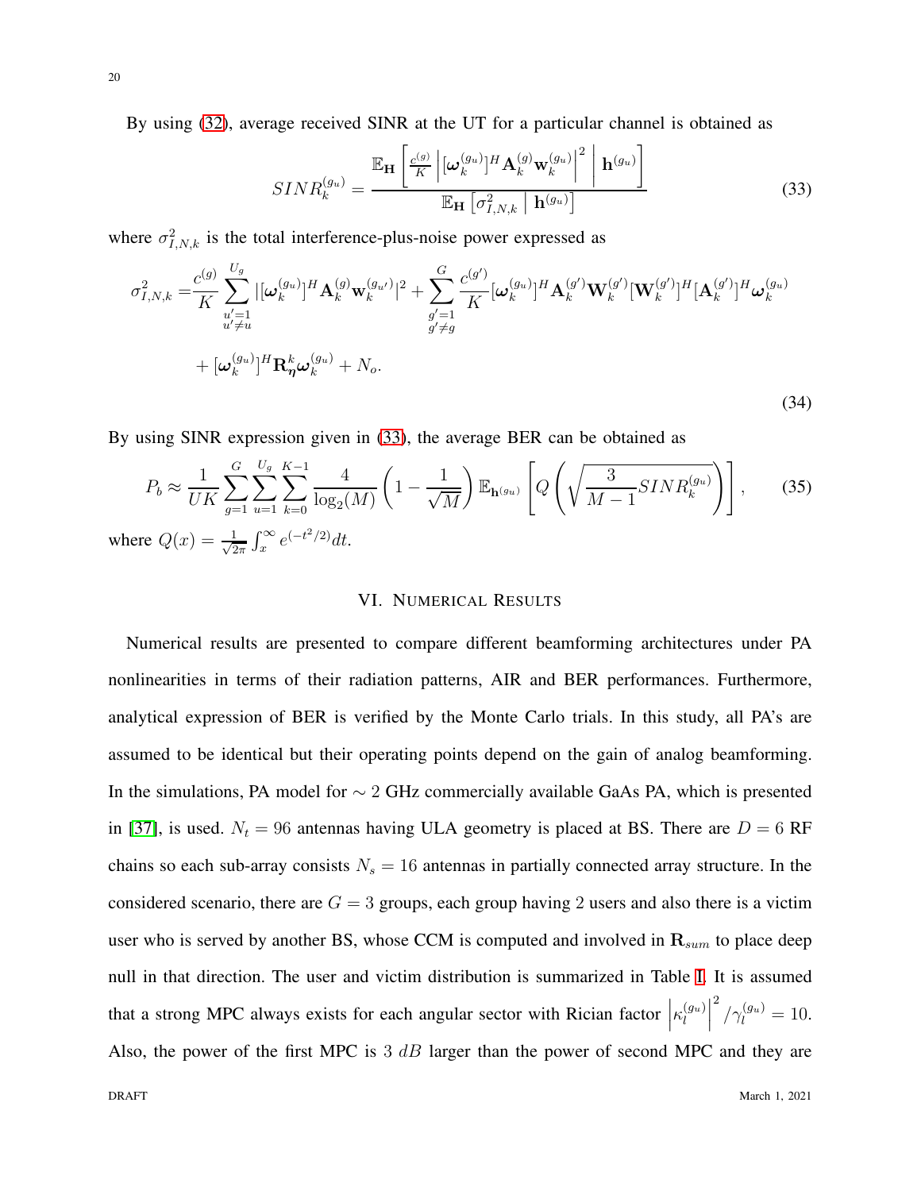By using (32), average received SINR at the UT for a particular channel is obtained as

$$SINR_k^{(g_u)} = \frac{\mathbb{E}_{\mathbf{H}}\left[\frac{c^{(g)}}{K}\left|[\boldsymbol{\omega}_k^{(g_u)}]^H\mathbf{A}_k^{(g)}\mathbf{w}_k^{(g_u)}\right|^2 \,\middle|\, \mathbf{h}^{(g_u)}\right]}{\mathbb{E}_{\mathbf{H}}\left[\sigma_{I,N,k}^2 \,\middle|\, \mathbf{h}^{(g_u)}\right]} \tag{33}$$

where $\sigma_{I,N,k}^2$ is the total interference-plus-noise power expressed as

$$\begin{aligned}\sigma_{I,N,k}^2 =& \frac{c^{(g)}}{K}\sum_{\substack{u'=1\\u'\neq u}}^{U_g}|[\boldsymbol{\omega}_k^{(g_u)}]^H\mathbf{A}_k^{(g)}\mathbf{w}_k^{(g_{u'})}|^2 + \sum_{\substack{g'=1\\g'\neq g}}^{G}\frac{c^{(g')}}{K}[\boldsymbol{\omega}_k^{(g_u)}]^H\mathbf{A}_k^{(g')}\mathbf{W}_k^{(g')}[\mathbf{W}_k^{(g')}]^H[\mathbf{A}_k^{(g')}]^H\boldsymbol{\omega}_k^{(g_u)}\\ &+ [\boldsymbol{\omega}_k^{(g_u)}]^H\mathbf{R}_{\boldsymbol{\eta}}^k\boldsymbol{\omega}_k^{(g_u)} + N_o.\end{aligned} \tag{34}$$

By using SINR expression given in (33), the average BER can be obtained as

$$P_b \approx \frac{1}{UK}\sum_{g=1}^{G}\sum_{u=1}^{U_g}\sum_{k=0}^{K-1}\frac{4}{\log_2(M)}\left(1-\frac{1}{\sqrt{M}}\right)\mathbb{E}_{\mathbf{h}^{(g_u)}}\left[Q\left(\sqrt{\frac{3}{M-1}SINR_k^{(g_u)}}\right)\right], \tag{35}$$

where $Q(x) = \frac{1}{\sqrt{2\pi}}\int_x^\infty e^{(-t^2/2)}dt$.

## VI. Numerical Results

Numerical results are presented to compare different beamforming architectures under PA nonlinearities in terms of their radiation patterns, AIR and BER performances. Furthermore, analytical expression of BER is verified by the Monte Carlo trials. In this study, all PA's are assumed to be identical but their operating points depend on the gain of analog beamforming. In the simulations, PA model for $\sim 2$ GHz commercially available GaAs PA, which is presented in [37], is used. $N_t = 96$ antennas having ULA geometry is placed at BS. There are $D = 6$ RF chains so each sub-array consists $N_s = 16$ antennas in partially connected array structure. In the considered scenario, there are $G = 3$ groups, each group having 2 users and also there is a victim user who is served by another BS, whose CCM is computed and involved in $\mathbf{R}_{sum}$ to place deep null in that direction. The user and victim distribution is summarized in Table I. It is assumed that a strong MPC always exists for each angular sector with Rician factor $\left|\kappa_l^{(g_u)}\right|^2/\gamma_l^{(g_u)} = 10$. Also, the power of the first MPC is $3\ dB$ larger than the power of second MPC and they are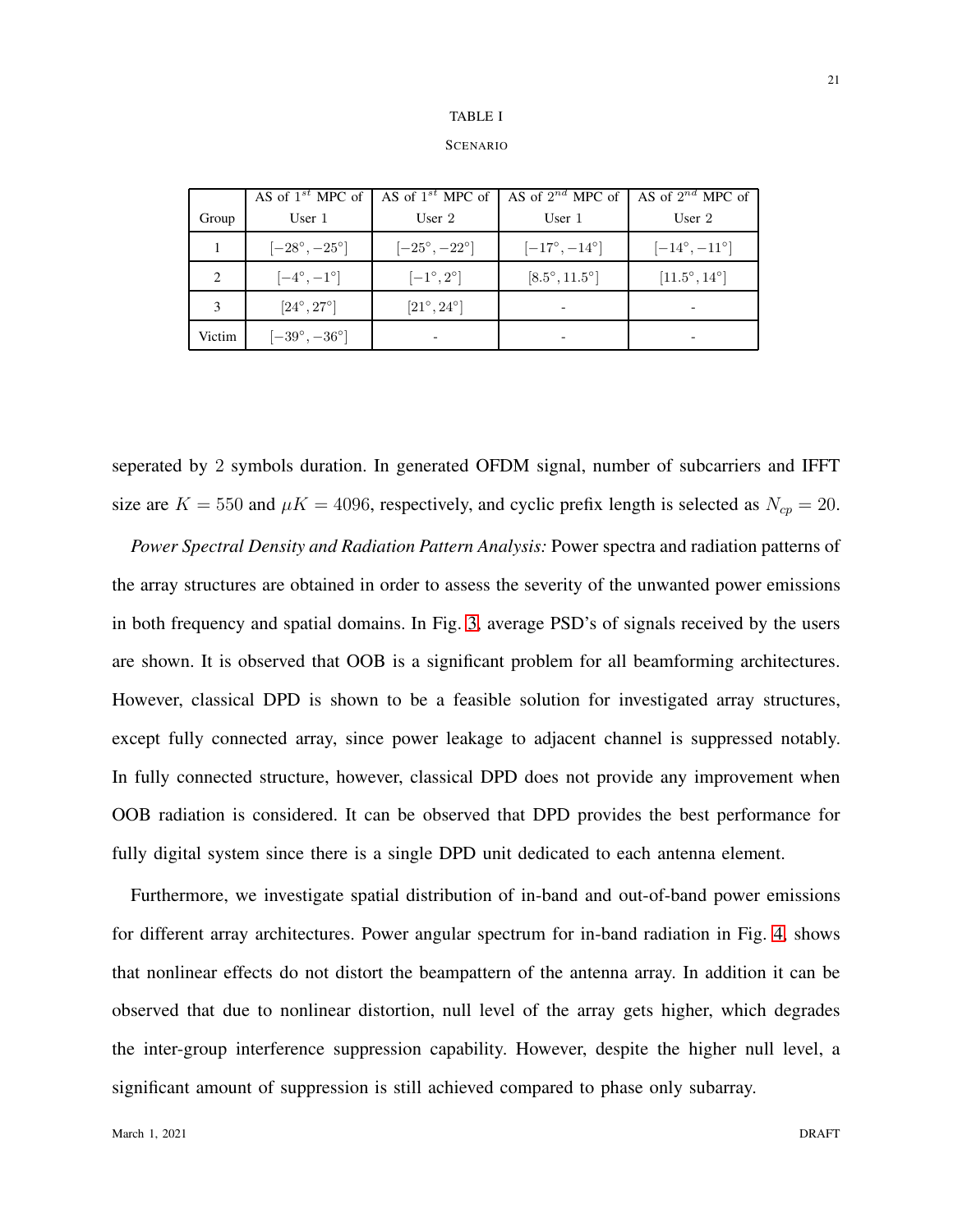TABLE I

SCENARIO

| Group | AS of $1^{st}$ MPC of User 1 | AS of $1^{st}$ MPC of User 2 | AS of $2^{nd}$ MPC of User 1 | AS of $2^{nd}$ MPC of User 2 |
|---|---|---|---|---|
| 1 | $[-28^\circ, -25^\circ]$ | $[-25^\circ, -22^\circ]$ | $[-17^\circ, -14^\circ]$ | $[-14^\circ, -11^\circ]$ |
| 2 | $[-4^\circ, -1^\circ]$ | $[-1^\circ, 2^\circ]$ | $[8.5^\circ, 11.5^\circ]$ | $[11.5^\circ, 14^\circ]$ |
| 3 | $[24^\circ, 27^\circ]$ | $[21^\circ, 24^\circ]$ | - | - |
| Victim | $[-39^\circ, -36^\circ]$ | - | - | - |

seperated by 2 symbols duration. In generated OFDM signal, number of subcarriers and IFFT size are $K = 550$ and $\mu K = 4096$, respectively, and cyclic prefix length is selected as $N_{cp} = 20$.

*Power Spectral Density and Radiation Pattern Analysis:* Power spectra and radiation patterns of the array structures are obtained in order to assess the severity of the unwanted power emissions in both frequency and spatial domains. In Fig. 3, average PSD's of signals received by the users are shown. It is observed that OOB is a significant problem for all beamforming architectures. However, classical DPD is shown to be a feasible solution for investigated array structures, except fully connected array, since power leakage to adjacent channel is suppressed notably. In fully connected structure, however, classical DPD does not provide any improvement when OOB radiation is considered. It can be observed that DPD provides the best performance for fully digital system since there is a single DPD unit dedicated to each antenna element.

Furthermore, we investigate spatial distribution of in-band and out-of-band power emissions for different array architectures. Power angular spectrum for in-band radiation in Fig. 4, shows that nonlinear effects do not distort the beampattern of the antenna array. In addition it can be observed that due to nonlinear distortion, null level of the array gets higher, which degrades the inter-group interference suppression capability. However, despite the higher null level, a significant amount of suppression is still achieved compared to phase only subarray.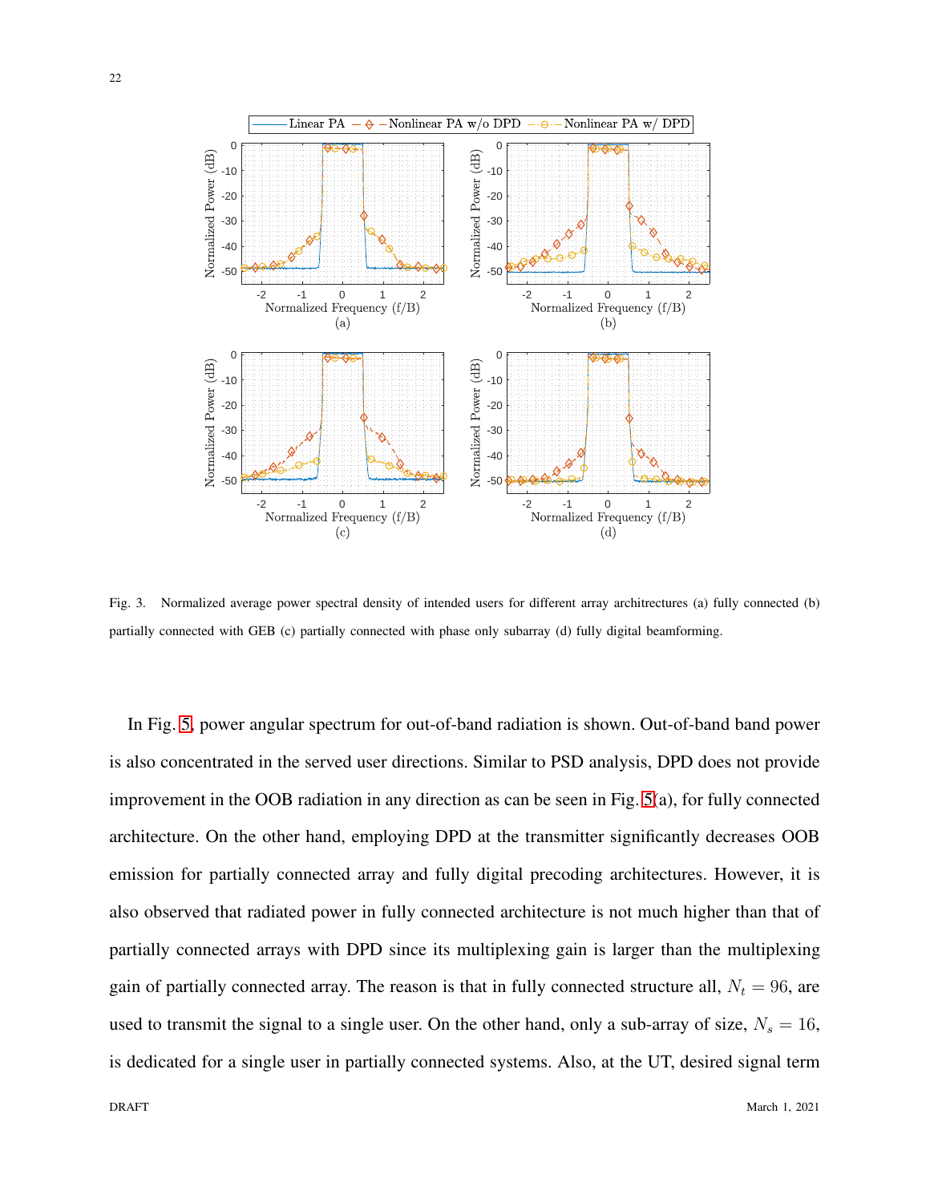Fig. 3. Normalized average power spectral density of intended users for different array architrectures (a) fully connected (b) partially connected with GEB (c) partially connected with phase only subarray (d) fully digital beamforming.

In Fig. 5, power angular spectrum for out-of-band radiation is shown. Out-of-band band power is also concentrated in the served user directions. Similar to PSD analysis, DPD does not provide improvement in the OOB radiation in any direction as can be seen in Fig. 5(a), for fully connected architecture. On the other hand, employing DPD at the transmitter significantly decreases OOB emission for partially connected array and fully digital precoding architectures. However, it is also observed that radiated power in fully connected architecture is not much higher than that of partially connected arrays with DPD since its multiplexing gain is larger than the multiplexing gain of partially connected array. The reason is that in fully connected structure all, $N_t = 96$, are used to transmit the signal to a single user. On the other hand, only a sub-array of size, $N_s = 16$, is dedicated for a single user in partially connected systems. Also, at the UT, desired signal term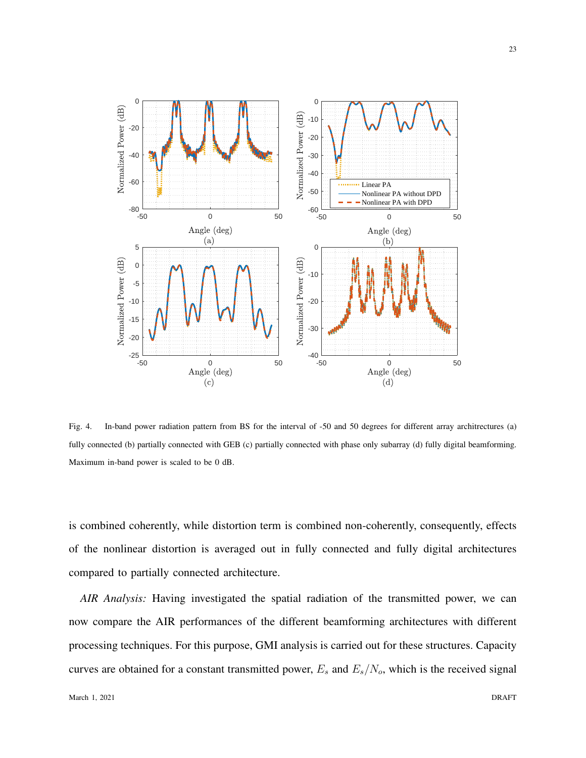Fig. 4. In-band power radiation pattern from BS for the interval of -50 and 50 degrees for different array architrectures (a) fully connected (b) partially connected with GEB (c) partially connected with phase only subarray (d) fully digital beamforming. Maximum in-band power is scaled to be 0 dB.

is combined coherently, while distortion term is combined non-coherently, consequently, effects of the nonlinear distortion is averaged out in fully connected and fully digital architectures compared to partially connected architecture.

*AIR Analysis:* Having investigated the spatial radiation of the transmitted power, we can now compare the AIR performances of the different beamforming architectures with different processing techniques. For this purpose, GMI analysis is carried out for these structures. Capacity curves are obtained for a constant transmitted power, $E_s$ and $E_s/N_o$, which is the received signal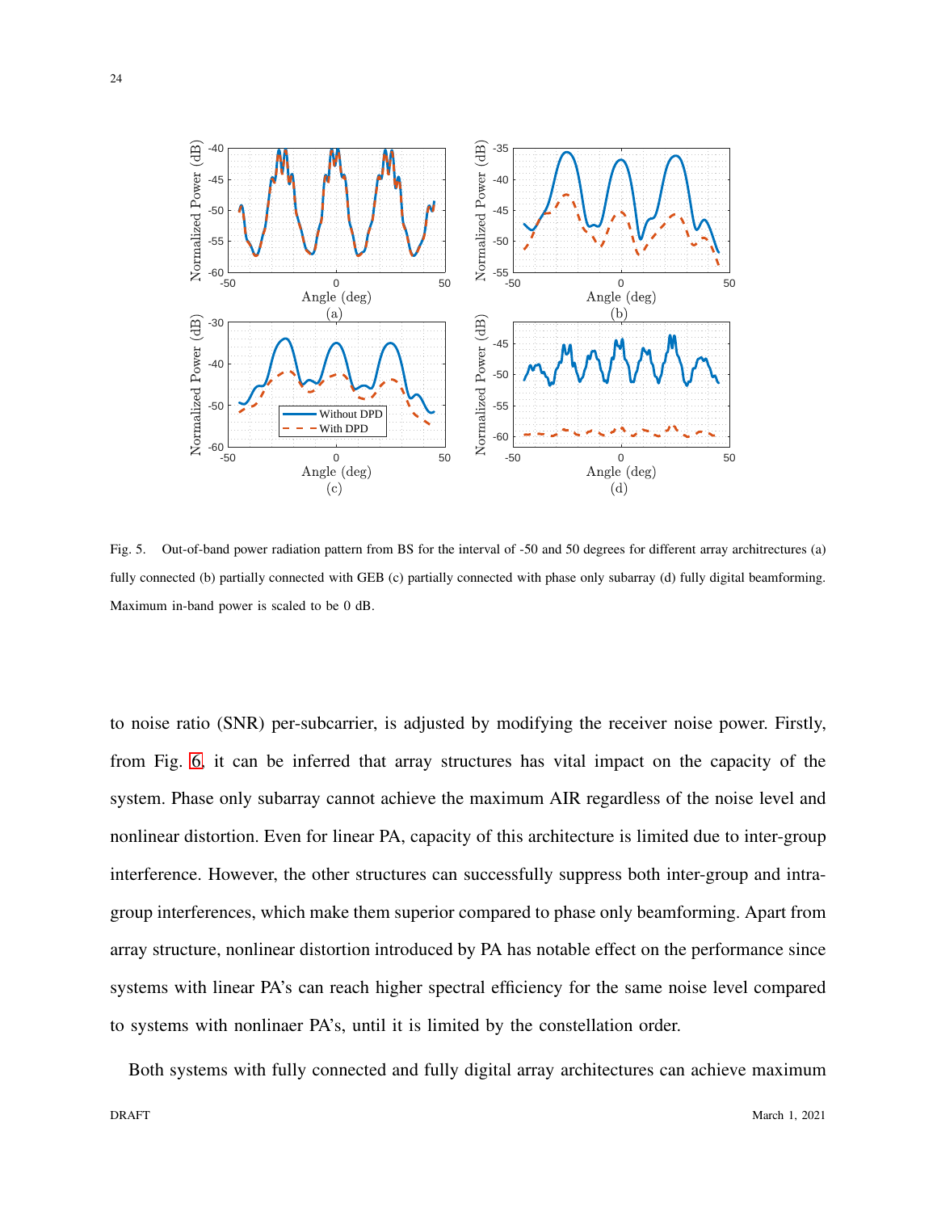Fig. 5. Out-of-band power radiation pattern from BS for the interval of -50 and 50 degrees for different array architrectures (a) fully connected (b) partially connected with GEB (c) partially connected with phase only subarray (d) fully digital beamforming. Maximum in-band power is scaled to be 0 dB.

to noise ratio (SNR) per-subcarrier, is adjusted by modifying the receiver noise power. Firstly, from Fig. 6, it can be inferred that array structures has vital impact on the capacity of the system. Phase only subarray cannot achieve the maximum AIR regardless of the noise level and nonlinear distortion. Even for linear PA, capacity of this architecture is limited due to inter-group interference. However, the other structures can successfully suppress both inter-group and intra-group interferences, which make them superior compared to phase only beamforming. Apart from array structure, nonlinear distortion introduced by PA has notable effect on the performance since systems with linear PA's can reach higher spectral efficiency for the same noise level compared to systems with nonlinaer PA's, until it is limited by the constellation order.

Both systems with fully connected and fully digital array architectures can achieve maximum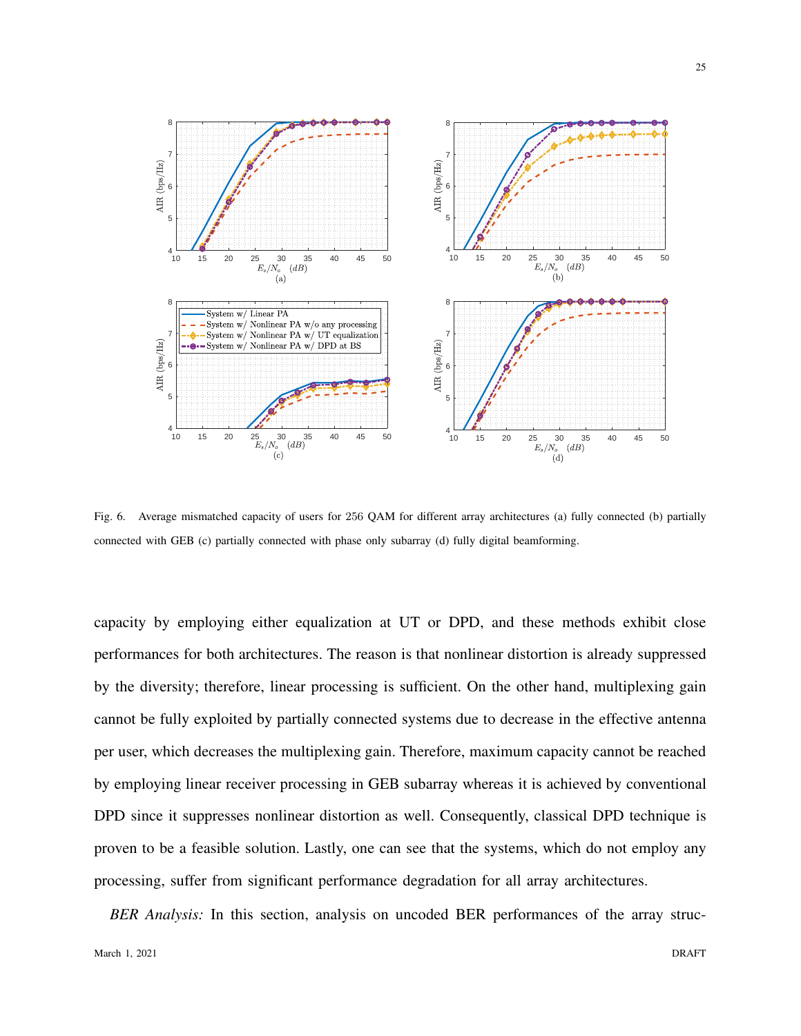Fig. 6. Average mismatched capacity of users for 256 QAM for different array architectures (a) fully connected (b) partially connected with GEB (c) partially connected with phase only subarray (d) fully digital beamforming.

capacity by employing either equalization at UT or DPD, and these methods exhibit close performances for both architectures. The reason is that nonlinear distortion is already suppressed by the diversity; therefore, linear processing is sufficient. On the other hand, multiplexing gain cannot be fully exploited by partially connected systems due to decrease in the effective antenna per user, which decreases the multiplexing gain. Therefore, maximum capacity cannot be reached by employing linear receiver processing in GEB subarray whereas it is achieved by conventional DPD since it suppresses nonlinear distortion as well. Consequently, classical DPD technique is proven to be a feasible solution. Lastly, one can see that the systems, which do not employ any processing, suffer from significant performance degradation for all array architectures.

*BER Analysis:* In this section, analysis on uncoded BER performances of the array struc-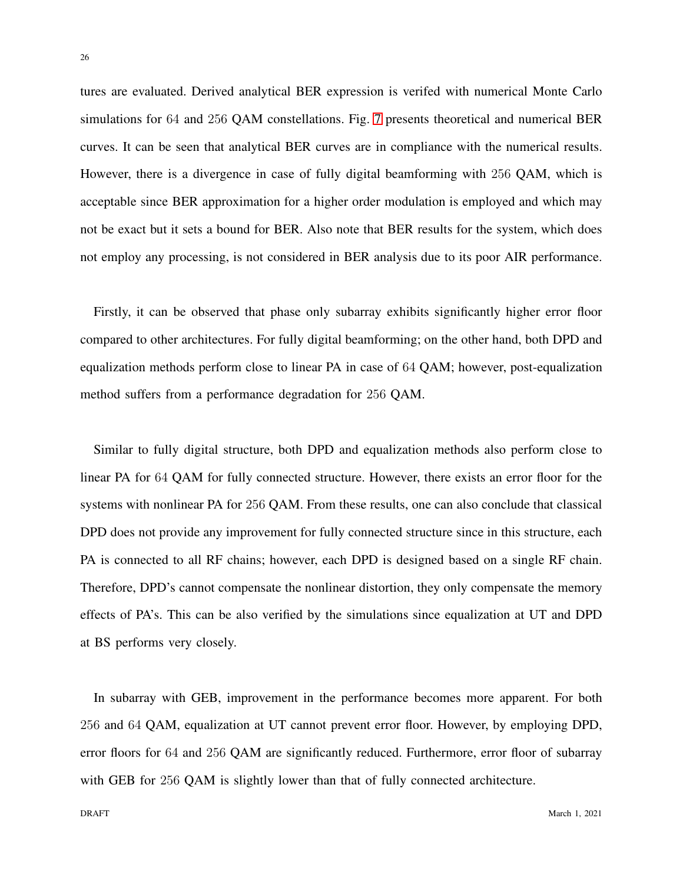tures are evaluated. Derived analytical BER expression is verifed with numerical Monte Carlo simulations for $64$ and $256$ QAM constellations. Fig. 7 presents theoretical and numerical BER curves. It can be seen that analytical BER curves are in compliance with the numerical results. However, there is a divergence in case of fully digital beamforming with $256$ QAM, which is acceptable since BER approximation for a higher order modulation is employed and which may not be exact but it sets a bound for BER. Also note that BER results for the system, which does not employ any processing, is not considered in BER analysis due to its poor AIR performance.

Firstly, it can be observed that phase only subarray exhibits significantly higher error floor compared to other architectures. For fully digital beamforming; on the other hand, both DPD and equalization methods perform close to linear PA in case of $64$ QAM; however, post-equalization method suffers from a performance degradation for $256$ QAM.

Similar to fully digital structure, both DPD and equalization methods also perform close to linear PA for $64$ QAM for fully connected structure. However, there exists an error floor for the systems with nonlinear PA for $256$ QAM. From these results, one can also conclude that classical DPD does not provide any improvement for fully connected structure since in this structure, each PA is connected to all RF chains; however, each DPD is designed based on a single RF chain. Therefore, DPD's cannot compensate the nonlinear distortion, they only compensate the memory effects of PA's. This can be also verified by the simulations since equalization at UT and DPD at BS performs very closely.

In subarray with GEB, improvement in the performance becomes more apparent. For both $256$ and $64$ QAM, equalization at UT cannot prevent error floor. However, by employing DPD, error floors for $64$ and $256$ QAM are significantly reduced. Furthermore, error floor of subarray with GEB for $256$ QAM is slightly lower than that of fully connected architecture.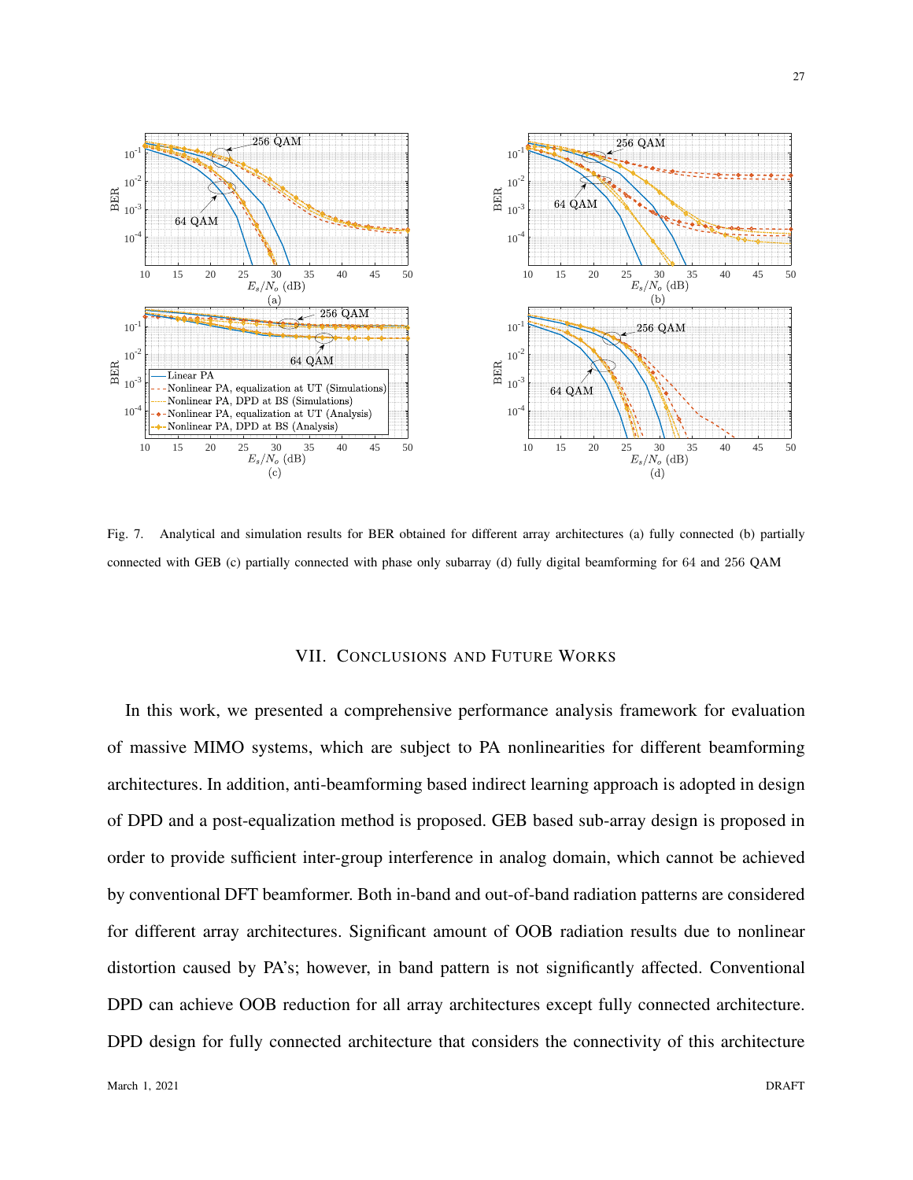Fig. 7. Analytical and simulation results for BER obtained for different array architectures (a) fully connected (b) partially connected with GEB (c) partially connected with phase only subarray (d) fully digital beamforming for 64 and 256 QAM

## VII. Conclusions and Future Works

In this work, we presented a comprehensive performance analysis framework for evaluation of massive MIMO systems, which are subject to PA nonlinearities for different beamforming architectures. In addition, anti-beamforming based indirect learning approach is adopted in design of DPD and a post-equalization method is proposed. GEB based sub-array design is proposed in order to provide sufficient inter-group interference in analog domain, which cannot be achieved by conventional DFT beamformer. Both in-band and out-of-band radiation patterns are considered for different array architectures. Significant amount of OOB radiation results due to nonlinear distortion caused by PA's; however, in band pattern is not significantly affected. Conventional DPD can achieve OOB reduction for all array architectures except fully connected architecture. DPD design for fully connected architecture that considers the connectivity of this architecture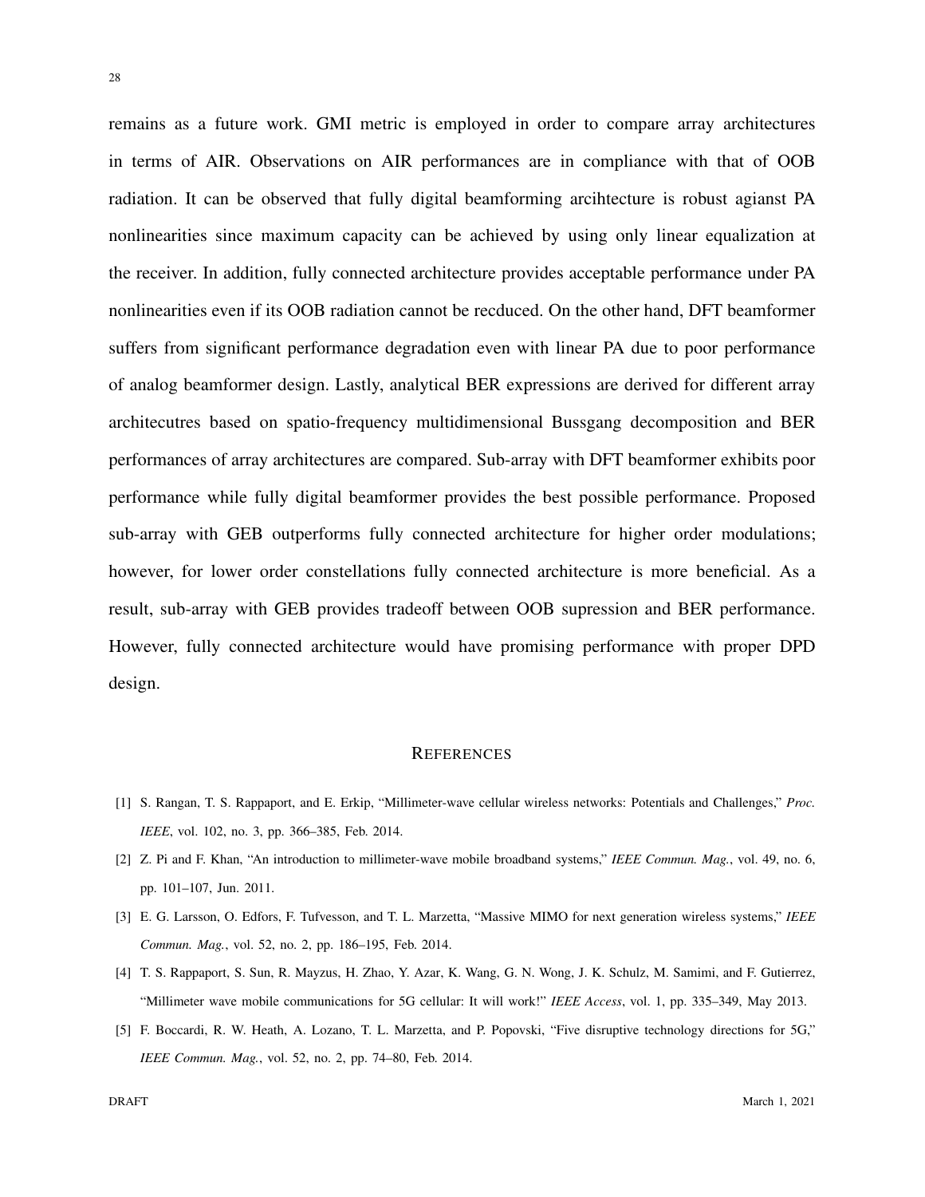remains as a future work. GMI metric is employed in order to compare array architectures in terms of AIR. Observations on AIR performances are in compliance with that of OOB radiation. It can be observed that fully digital beamforming arcihtecture is robust agianst PA nonlinearities since maximum capacity can be achieved by using only linear equalization at the receiver. In addition, fully connected architecture provides acceptable performance under PA nonlinearities even if its OOB radiation cannot be recduced. On the other hand, DFT beamformer suffers from significant performance degradation even with linear PA due to poor performance of analog beamformer design. Lastly, analytical BER expressions are derived for different array architecutres based on spatio-frequency multidimensional Bussgang decomposition and BER performances of array architectures are compared. Sub-array with DFT beamformer exhibits poor performance while fully digital beamformer provides the best possible performance. Proposed sub-array with GEB outperforms fully connected architecture for higher order modulations; however, for lower order constellations fully connected architecture is more beneficial. As a result, sub-array with GEB provides tradeoff between OOB supression and BER performance. However, fully connected architecture would have promising performance with proper DPD design.

## REFERENCES

[1] S. Rangan, T. S. Rappaport, and E. Erkip, "Millimeter-wave cellular wireless networks: Potentials and Challenges," *Proc. IEEE*, vol. 102, no. 3, pp. 366–385, Feb. 2014.

[2] Z. Pi and F. Khan, "An introduction to millimeter-wave mobile broadband systems," *IEEE Commun. Mag.*, vol. 49, no. 6, pp. 101–107, Jun. 2011.

[3] E. G. Larsson, O. Edfors, F. Tufvesson, and T. L. Marzetta, "Massive MIMO for next generation wireless systems," *IEEE Commun. Mag.*, vol. 52, no. 2, pp. 186–195, Feb. 2014.

[4] T. S. Rappaport, S. Sun, R. Mayzus, H. Zhao, Y. Azar, K. Wang, G. N. Wong, J. K. Schulz, M. Samimi, and F. Gutierrez, "Millimeter wave mobile communications for 5G cellular: It will work!" *IEEE Access*, vol. 1, pp. 335–349, May 2013.

[5] F. Boccardi, R. W. Heath, A. Lozano, T. L. Marzetta, and P. Popovski, "Five disruptive technology directions for 5G," *IEEE Commun. Mag.*, vol. 52, no. 2, pp. 74–80, Feb. 2014.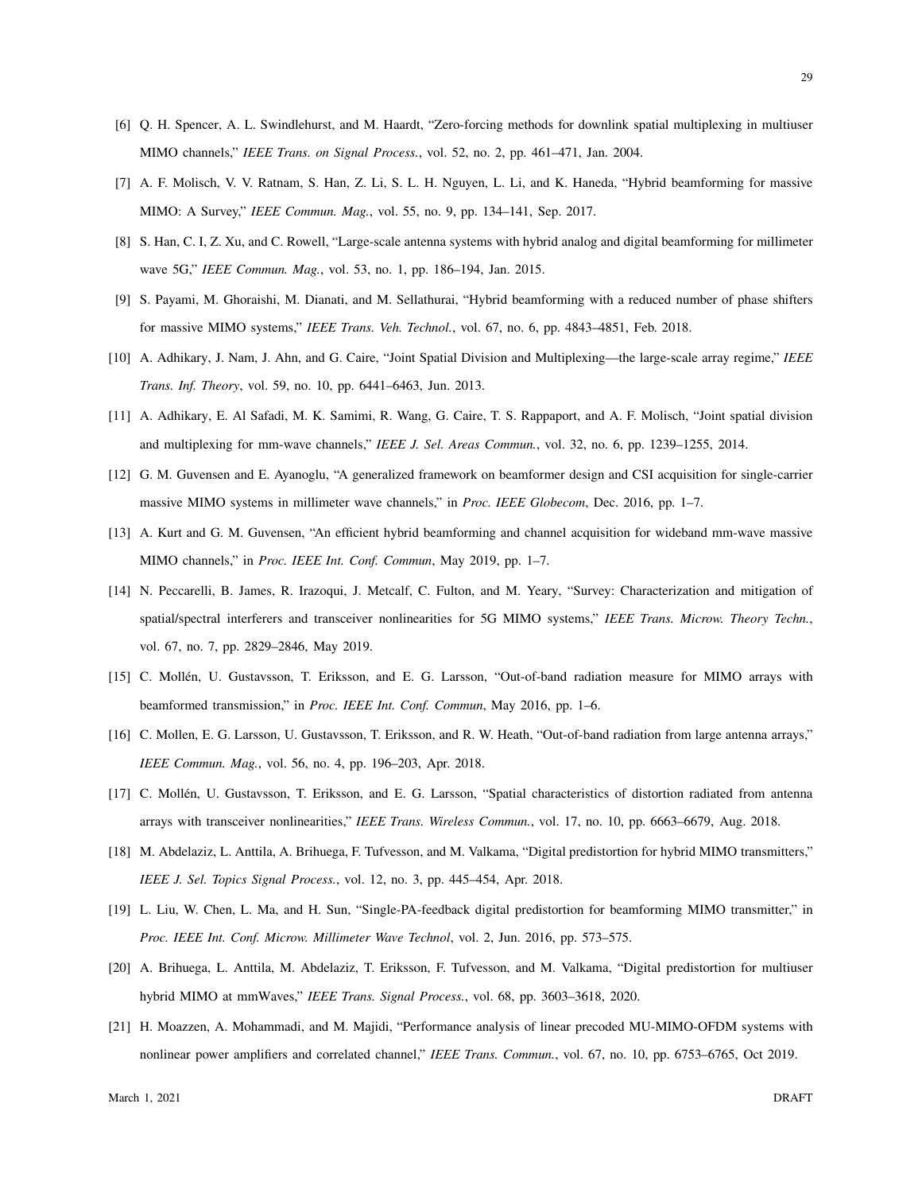[6] Q. H. Spencer, A. L. Swindlehurst, and M. Haardt, "Zero-forcing methods for downlink spatial multiplexing in multiuser MIMO channels," *IEEE Trans. on Signal Process.*, vol. 52, no. 2, pp. 461–471, Jan. 2004.

[7] A. F. Molisch, V. V. Ratnam, S. Han, Z. Li, S. L. H. Nguyen, L. Li, and K. Haneda, "Hybrid beamforming for massive MIMO: A Survey," *IEEE Commun. Mag.*, vol. 55, no. 9, pp. 134–141, Sep. 2017.

[8] S. Han, C. I, Z. Xu, and C. Rowell, "Large-scale antenna systems with hybrid analog and digital beamforming for millimeter wave 5G," *IEEE Commun. Mag.*, vol. 53, no. 1, pp. 186–194, Jan. 2015.

[9] S. Payami, M. Ghoraishi, M. Dianati, and M. Sellathurai, "Hybrid beamforming with a reduced number of phase shifters for massive MIMO systems," *IEEE Trans. Veh. Technol.*, vol. 67, no. 6, pp. 4843–4851, Feb. 2018.

[10] A. Adhikary, J. Nam, J. Ahn, and G. Caire, "Joint Spatial Division and Multiplexing—the large-scale array regime," *IEEE Trans. Inf. Theory*, vol. 59, no. 10, pp. 6441–6463, Jun. 2013.

[11] A. Adhikary, E. Al Safadi, M. K. Samimi, R. Wang, G. Caire, T. S. Rappaport, and A. F. Molisch, "Joint spatial division and multiplexing for mm-wave channels," *IEEE J. Sel. Areas Commun.*, vol. 32, no. 6, pp. 1239–1255, 2014.

[12] G. M. Guvensen and E. Ayanoglu, "A generalized framework on beamformer design and CSI acquisition for single-carrier massive MIMO systems in millimeter wave channels," in *Proc. IEEE Globecom*, Dec. 2016, pp. 1–7.

[13] A. Kurt and G. M. Guvensen, "An efficient hybrid beamforming and channel acquisition for wideband mm-wave massive MIMO channels," in *Proc. IEEE Int. Conf. Commun*, May 2019, pp. 1–7.

[14] N. Peccarelli, B. James, R. Irazoqui, J. Metcalf, C. Fulton, and M. Yeary, "Survey: Characterization and mitigation of spatial/spectral interferers and transceiver nonlinearities for 5G MIMO systems," *IEEE Trans. Microw. Theory Techn.*, vol. 67, no. 7, pp. 2829–2846, May 2019.

[15] C. Mollén, U. Gustavsson, T. Eriksson, and E. G. Larsson, "Out-of-band radiation measure for MIMO arrays with beamformed transmission," in *Proc. IEEE Int. Conf. Commun*, May 2016, pp. 1–6.

[16] C. Mollen, E. G. Larsson, U. Gustavsson, T. Eriksson, and R. W. Heath, "Out-of-band radiation from large antenna arrays," *IEEE Commun. Mag.*, vol. 56, no. 4, pp. 196–203, Apr. 2018.

[17] C. Mollén, U. Gustavsson, T. Eriksson, and E. G. Larsson, "Spatial characteristics of distortion radiated from antenna arrays with transceiver nonlinearities," *IEEE Trans. Wireless Commun.*, vol. 17, no. 10, pp. 6663–6679, Aug. 2018.

[18] M. Abdelaziz, L. Anttila, A. Brihuega, F. Tufvesson, and M. Valkama, "Digital predistortion for hybrid MIMO transmitters," *IEEE J. Sel. Topics Signal Process.*, vol. 12, no. 3, pp. 445–454, Apr. 2018.

[19] L. Liu, W. Chen, L. Ma, and H. Sun, "Single-PA-feedback digital predistortion for beamforming MIMO transmitter," in *Proc. IEEE Int. Conf. Microw. Millimeter Wave Technol*, vol. 2, Jun. 2016, pp. 573–575.

[20] A. Brihuega, L. Anttila, M. Abdelaziz, T. Eriksson, F. Tufvesson, and M. Valkama, "Digital predistortion for multiuser hybrid MIMO at mmWaves," *IEEE Trans. Signal Process.*, vol. 68, pp. 3603–3618, 2020.

[21] H. Moazzen, A. Mohammadi, and M. Majidi, "Performance analysis of linear precoded MU-MIMO-OFDM systems with nonlinear power amplifiers and correlated channel," *IEEE Trans. Commun.*, vol. 67, no. 10, pp. 6753–6765, Oct 2019.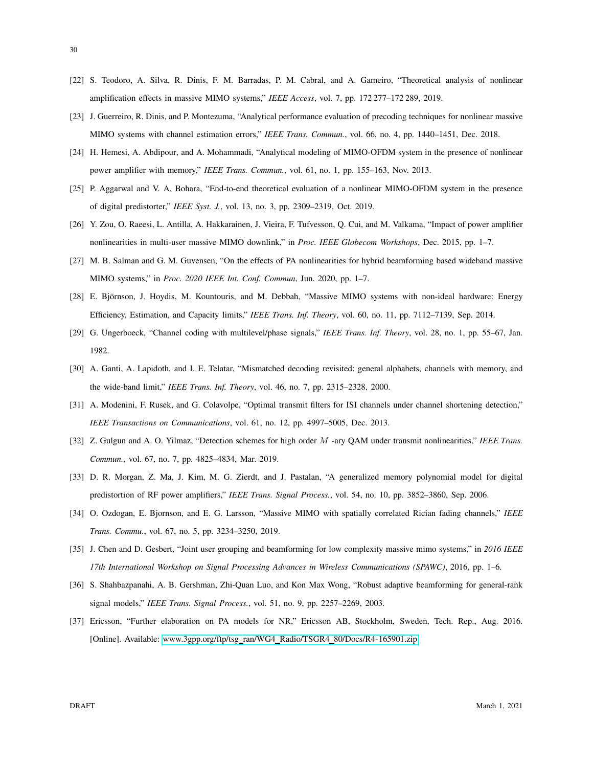[22] S. Teodoro, A. Silva, R. Dinis, F. M. Barradas, P. M. Cabral, and A. Gameiro, "Theoretical analysis of nonlinear amplification effects in massive MIMO systems," *IEEE Access*, vol. 7, pp. 172 277–172 289, 2019.

[23] J. Guerreiro, R. Dinis, and P. Montezuma, "Analytical performance evaluation of precoding techniques for nonlinear massive MIMO systems with channel estimation errors," *IEEE Trans. Commun.*, vol. 66, no. 4, pp. 1440–1451, Dec. 2018.

[24] H. Hemesi, A. Abdipour, and A. Mohammadi, "Analytical modeling of MIMO-OFDM system in the presence of nonlinear power amplifier with memory," *IEEE Trans. Commun.*, vol. 61, no. 1, pp. 155–163, Nov. 2013.

[25] P. Aggarwal and V. A. Bohara, "End-to-end theoretical evaluation of a nonlinear MIMO-OFDM system in the presence of digital predistorter," *IEEE Syst. J.*, vol. 13, no. 3, pp. 2309–2319, Oct. 2019.

[26] Y. Zou, O. Raeesi, L. Antilla, A. Hakkarainen, J. Vieira, F. Tufvesson, Q. Cui, and M. Valkama, "Impact of power amplifier nonlinearities in multi-user massive MIMO downlink," in *Proc. IEEE Globecom Workshops*, Dec. 2015, pp. 1–7.

[27] M. B. Salman and G. M. Guvensen, "On the effects of PA nonlinearities for hybrid beamforming based wideband massive MIMO systems," in *Proc. 2020 IEEE Int. Conf. Commun*, Jun. 2020, pp. 1–7.

[28] E. Björnson, J. Hoydis, M. Kountouris, and M. Debbah, "Massive MIMO systems with non-ideal hardware: Energy Efficiency, Estimation, and Capacity limits," *IEEE Trans. Inf. Theory*, vol. 60, no. 11, pp. 7112–7139, Sep. 2014.

[29] G. Ungerboeck, "Channel coding with multilevel/phase signals," *IEEE Trans. Inf. Theory*, vol. 28, no. 1, pp. 55–67, Jan. 1982.

[30] A. Ganti, A. Lapidoth, and I. E. Telatar, "Mismatched decoding revisited: general alphabets, channels with memory, and the wide-band limit," *IEEE Trans. Inf. Theory*, vol. 46, no. 7, pp. 2315–2328, 2000.

[31] A. Modenini, F. Rusek, and G. Colavolpe, "Optimal transmit filters for ISI channels under channel shortening detection," *IEEE Transactions on Communications*, vol. 61, no. 12, pp. 4997–5005, Dec. 2013.

[32] Z. Gulgun and A. O. Yilmaz, "Detection schemes for high order $M$ -ary QAM under transmit nonlinearities," *IEEE Trans. Commun.*, vol. 67, no. 7, pp. 4825–4834, Mar. 2019.

[33] D. R. Morgan, Z. Ma, J. Kim, M. G. Zierdt, and J. Pastalan, "A generalized memory polynomial model for digital predistortion of RF power amplifiers," *IEEE Trans. Signal Process.*, vol. 54, no. 10, pp. 3852–3860, Sep. 2006.

[34] O. Ozdogan, E. Bjornson, and E. G. Larsson, "Massive MIMO with spatially correlated Rician fading channels," *IEEE Trans. Commu.*, vol. 67, no. 5, pp. 3234–3250, 2019.

[35] J. Chen and D. Gesbert, "Joint user grouping and beamforming for low complexity massive mimo systems," in *2016 IEEE 17th International Workshop on Signal Processing Advances in Wireless Communications (SPAWC)*, 2016, pp. 1–6.

[36] S. Shahbazpanahi, A. B. Gershman, Zhi-Quan Luo, and Kon Max Wong, "Robust adaptive beamforming for general-rank signal models," *IEEE Trans. Signal Process.*, vol. 51, no. 9, pp. 2257–2269, 2003.

[37] Ericsson, "Further elaboration on PA models for NR," Ericsson AB, Stockholm, Sweden, Tech. Rep., Aug. 2016. [Online]. Available: www.3gpp.org/ftp/tsg_ran/WG4_Radio/TSGR4_80/Docs/R4-165901.zip